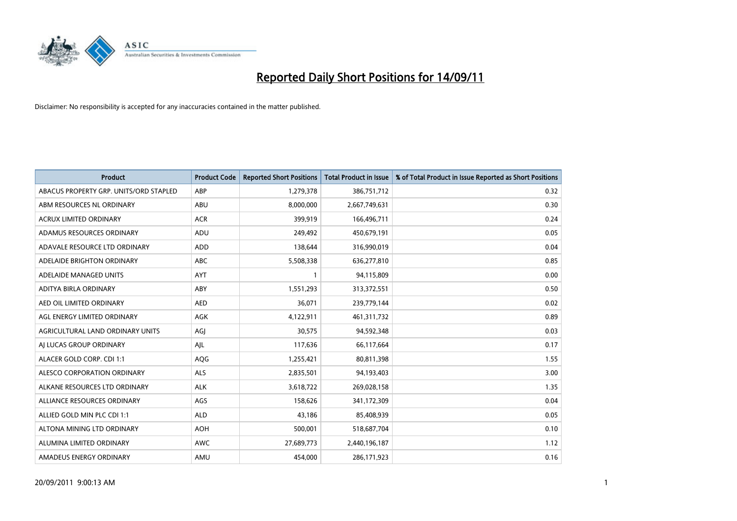# Reported Daily Short Positions for 14/09/11

Disclaimer: No responsibility is accepted for any inaccuracies contained in the matter published.

| Product | Product Code | Reported Short Positions | Total Product in Issue | % of Total Product in Issue Reported as Short Positions |
|---|---|---|---|---|
| ABACUS PROPERTY GRP. UNITS/ORD STAPLED | ABP | 1,279,378 | 386,751,712 | 0.32 |
| ABM RESOURCES NL ORDINARY | ABU | 8,000,000 | 2,667,749,631 | 0.30 |
| ACRUX LIMITED ORDINARY | ACR | 399,919 | 166,496,711 | 0.24 |
| ADAMUS RESOURCES ORDINARY | ADU | 249,492 | 450,679,191 | 0.05 |
| ADAVALE RESOURCE LTD ORDINARY | ADD | 138,644 | 316,990,019 | 0.04 |
| ADELAIDE BRIGHTON ORDINARY | ABC | 5,508,338 | 636,277,810 | 0.85 |
| ADELAIDE MANAGED UNITS | AYT | 1 | 94,115,809 | 0.00 |
| ADITYA BIRLA ORDINARY | ABY | 1,551,293 | 313,372,551 | 0.50 |
| AED OIL LIMITED ORDINARY | AED | 36,071 | 239,779,144 | 0.02 |
| AGL ENERGY LIMITED ORDINARY | AGK | 4,122,911 | 461,311,732 | 0.89 |
| AGRICULTURAL LAND ORDINARY UNITS | AGJ | 30,575 | 94,592,348 | 0.03 |
| AJ LUCAS GROUP ORDINARY | AJL | 117,636 | 66,117,664 | 0.17 |
| ALACER GOLD CORP. CDI 1:1 | AQG | 1,255,421 | 80,811,398 | 1.55 |
| ALESCO CORPORATION ORDINARY | ALS | 2,835,501 | 94,193,403 | 3.00 |
| ALKANE RESOURCES LTD ORDINARY | ALK | 3,618,722 | 269,028,158 | 1.35 |
| ALLIANCE RESOURCES ORDINARY | AGS | 158,626 | 341,172,309 | 0.04 |
| ALLIED GOLD MIN PLC CDI 1:1 | ALD | 43,186 | 85,408,939 | 0.05 |
| ALTONA MINING LTD ORDINARY | AOH | 500,001 | 518,687,704 | 0.10 |
| ALUMINA LIMITED ORDINARY | AWC | 27,689,773 | 2,440,196,187 | 1.12 |
| AMADEUS ENERGY ORDINARY | AMU | 454,000 | 286,171,923 | 0.16 |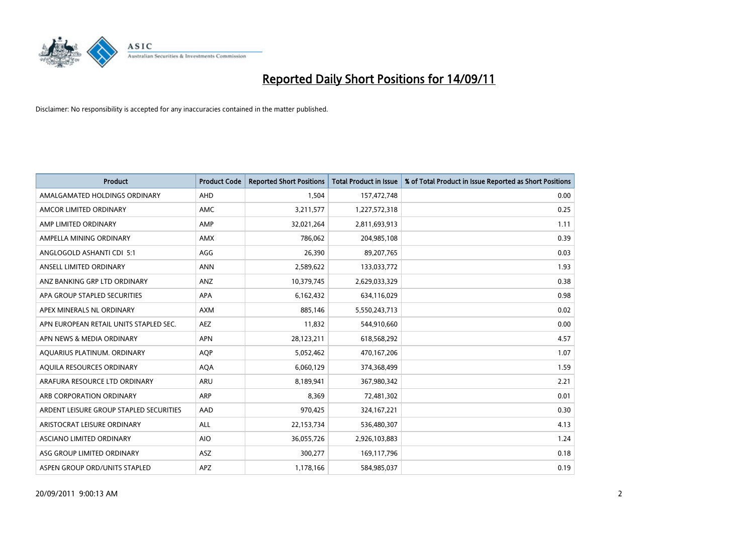# Reported Daily Short Positions for 14/09/11

Disclaimer: No responsibility is accepted for any inaccuracies contained in the matter published.

| Product | Product Code | Reported Short Positions | Total Product in Issue | % of Total Product in Issue Reported as Short Positions |
|---|---|---|---|---|
| AMALGAMATED HOLDINGS ORDINARY | AHD | 1,504 | 157,472,748 | 0.00 |
| AMCOR LIMITED ORDINARY | AMC | 3,211,577 | 1,227,572,318 | 0.25 |
| AMP LIMITED ORDINARY | AMP | 32,021,264 | 2,811,693,913 | 1.11 |
| AMPELLA MINING ORDINARY | AMX | 786,062 | 204,985,108 | 0.39 |
| ANGLOGOLD ASHANTI CDI 5:1 | AGG | 26,390 | 89,207,765 | 0.03 |
| ANSELL LIMITED ORDINARY | ANN | 2,589,622 | 133,033,772 | 1.93 |
| ANZ BANKING GRP LTD ORDINARY | ANZ | 10,379,745 | 2,629,033,329 | 0.38 |
| APA GROUP STAPLED SECURITIES | APA | 6,162,432 | 634,116,029 | 0.98 |
| APEX MINERALS NL ORDINARY | AXM | 885,146 | 5,550,243,713 | 0.02 |
| APN EUROPEAN RETAIL UNITS STAPLED SEC. | AEZ | 11,832 | 544,910,660 | 0.00 |
| APN NEWS & MEDIA ORDINARY | APN | 28,123,211 | 618,568,292 | 4.57 |
| AQUARIUS PLATINUM. ORDINARY | AQP | 5,052,462 | 470,167,206 | 1.07 |
| AQUILA RESOURCES ORDINARY | AQA | 6,060,129 | 374,368,499 | 1.59 |
| ARAFURA RESOURCE LTD ORDINARY | ARU | 8,189,941 | 367,980,342 | 2.21 |
| ARB CORPORATION ORDINARY | ARP | 8,369 | 72,481,302 | 0.01 |
| ARDENT LEISURE GROUP STAPLED SECURITIES | AAD | 970,425 | 324,167,221 | 0.30 |
| ARISTOCRAT LEISURE ORDINARY | ALL | 22,153,734 | 536,480,307 | 4.13 |
| ASCIANO LIMITED ORDINARY | AIO | 36,055,726 | 2,926,103,883 | 1.24 |
| ASG GROUP LIMITED ORDINARY | ASZ | 300,277 | 169,117,796 | 0.18 |
| ASPEN GROUP ORD/UNITS STAPLED | APZ | 1,178,166 | 584,985,037 | 0.19 |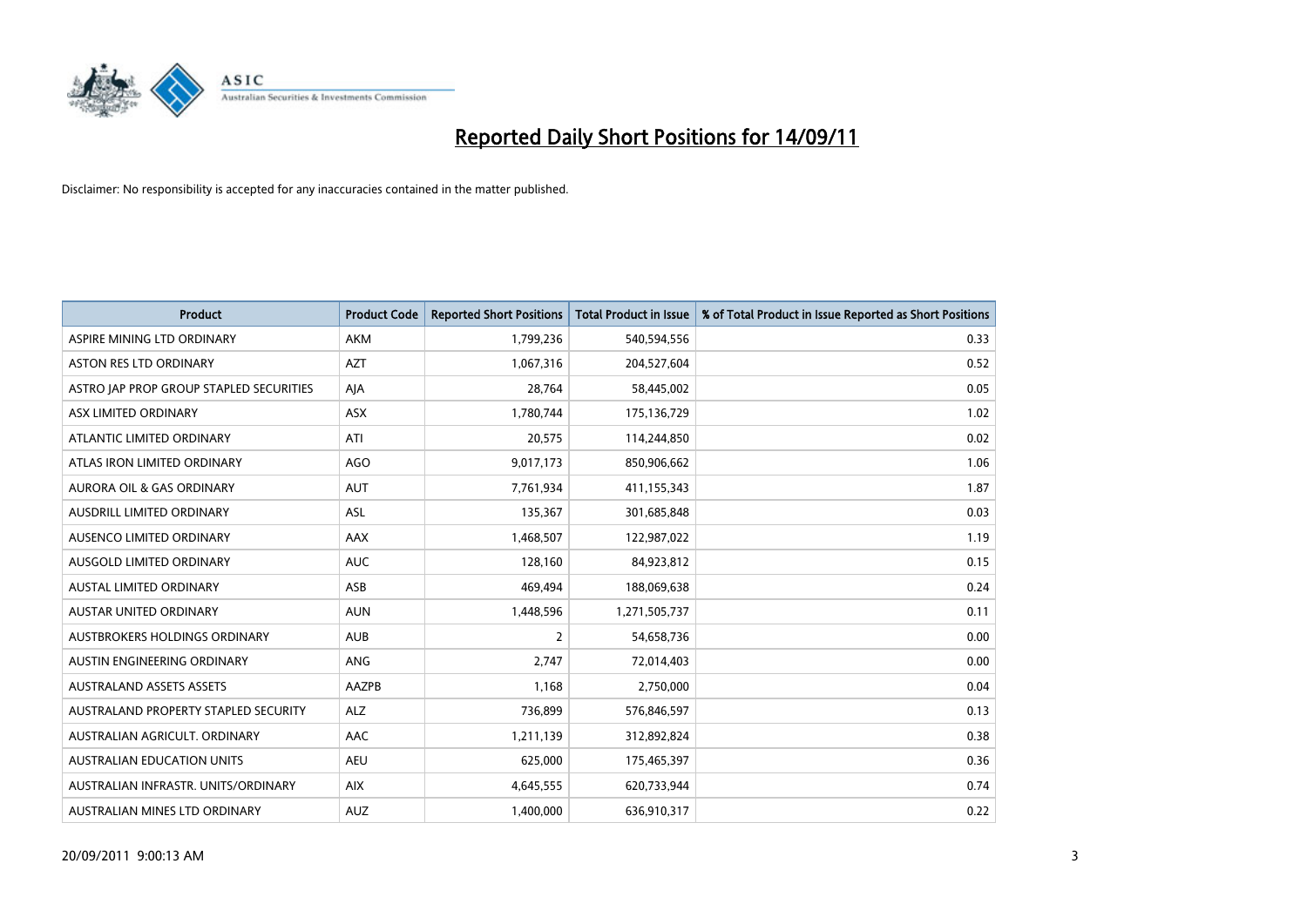# Reported Daily Short Positions for 14/09/11

Disclaimer: No responsibility is accepted for any inaccuracies contained in the matter published.

| Product | Product Code | Reported Short Positions | Total Product in Issue | % of Total Product in Issue Reported as Short Positions |
|---|---|---|---|---|
| ASPIRE MINING LTD ORDINARY | AKM | 1,799,236 | 540,594,556 | 0.33 |
| ASTON RES LTD ORDINARY | AZT | 1,067,316 | 204,527,604 | 0.52 |
| ASTRO JAP PROP GROUP STAPLED SECURITIES | AJA | 28,764 | 58,445,002 | 0.05 |
| ASX LIMITED ORDINARY | ASX | 1,780,744 | 175,136,729 | 1.02 |
| ATLANTIC LIMITED ORDINARY | ATI | 20,575 | 114,244,850 | 0.02 |
| ATLAS IRON LIMITED ORDINARY | AGO | 9,017,173 | 850,906,662 | 1.06 |
| AURORA OIL & GAS ORDINARY | AUT | 7,761,934 | 411,155,343 | 1.87 |
| AUSDRILL LIMITED ORDINARY | ASL | 135,367 | 301,685,848 | 0.03 |
| AUSENCO LIMITED ORDINARY | AAX | 1,468,507 | 122,987,022 | 1.19 |
| AUSGOLD LIMITED ORDINARY | AUC | 128,160 | 84,923,812 | 0.15 |
| AUSTAL LIMITED ORDINARY | ASB | 469,494 | 188,069,638 | 0.24 |
| AUSTAR UNITED ORDINARY | AUN | 1,448,596 | 1,271,505,737 | 0.11 |
| AUSTBROKERS HOLDINGS ORDINARY | AUB | 2 | 54,658,736 | 0.00 |
| AUSTIN ENGINEERING ORDINARY | ANG | 2,747 | 72,014,403 | 0.00 |
| AUSTRALAND ASSETS ASSETS | AAZPB | 1,168 | 2,750,000 | 0.04 |
| AUSTRALAND PROPERTY STAPLED SECURITY | ALZ | 736,899 | 576,846,597 | 0.13 |
| AUSTRALIAN AGRICULT. ORDINARY | AAC | 1,211,139 | 312,892,824 | 0.38 |
| AUSTRALIAN EDUCATION UNITS | AEU | 625,000 | 175,465,397 | 0.36 |
| AUSTRALIAN INFRASTR. UNITS/ORDINARY | AIX | 4,645,555 | 620,733,944 | 0.74 |
| AUSTRALIAN MINES LTD ORDINARY | AUZ | 1,400,000 | 636,910,317 | 0.22 |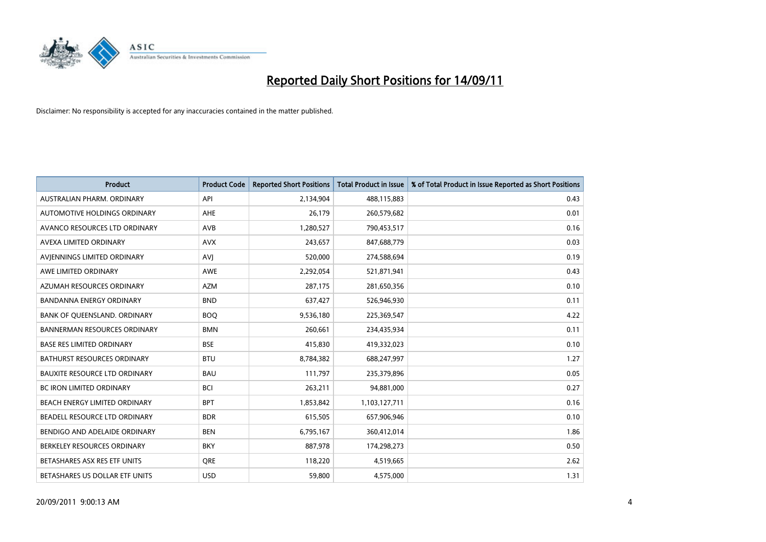# Reported Daily Short Positions for 14/09/11

Disclaimer: No responsibility is accepted for any inaccuracies contained in the matter published.

| Product | Product Code | Reported Short Positions | Total Product in Issue | % of Total Product in Issue Reported as Short Positions |
|---|---|---|---|---|
| AUSTRALIAN PHARM. ORDINARY | API | 2,134,904 | 488,115,883 | 0.43 |
| AUTOMOTIVE HOLDINGS ORDINARY | AHE | 26,179 | 260,579,682 | 0.01 |
| AVANCO RESOURCES LTD ORDINARY | AVB | 1,280,527 | 790,453,517 | 0.16 |
| AVEXA LIMITED ORDINARY | AVX | 243,657 | 847,688,779 | 0.03 |
| AVJENNINGS LIMITED ORDINARY | AVJ | 520,000 | 274,588,694 | 0.19 |
| AWE LIMITED ORDINARY | AWE | 2,292,054 | 521,871,941 | 0.43 |
| AZUMAH RESOURCES ORDINARY | AZM | 287,175 | 281,650,356 | 0.10 |
| BANDANNA ENERGY ORDINARY | BND | 637,427 | 526,946,930 | 0.11 |
| BANK OF QUEENSLAND. ORDINARY | BOQ | 9,536,180 | 225,369,547 | 4.22 |
| BANNERMAN RESOURCES ORDINARY | BMN | 260,661 | 234,435,934 | 0.11 |
| BASE RES LIMITED ORDINARY | BSE | 415,830 | 419,332,023 | 0.10 |
| BATHURST RESOURCES ORDINARY | BTU | 8,784,382 | 688,247,997 | 1.27 |
| BAUXITE RESOURCE LTD ORDINARY | BAU | 111,797 | 235,379,896 | 0.05 |
| BC IRON LIMITED ORDINARY | BCI | 263,211 | 94,881,000 | 0.27 |
| BEACH ENERGY LIMITED ORDINARY | BPT | 1,853,842 | 1,103,127,711 | 0.16 |
| BEADELL RESOURCE LTD ORDINARY | BDR | 615,505 | 657,906,946 | 0.10 |
| BENDIGO AND ADELAIDE ORDINARY | BEN | 6,795,167 | 360,412,014 | 1.86 |
| BERKELEY RESOURCES ORDINARY | BKY | 887,978 | 174,298,273 | 0.50 |
| BETASHARES ASX RES ETF UNITS | QRE | 118,220 | 4,519,665 | 2.62 |
| BETASHARES US DOLLAR ETF UNITS | USD | 59,800 | 4,575,000 | 1.31 |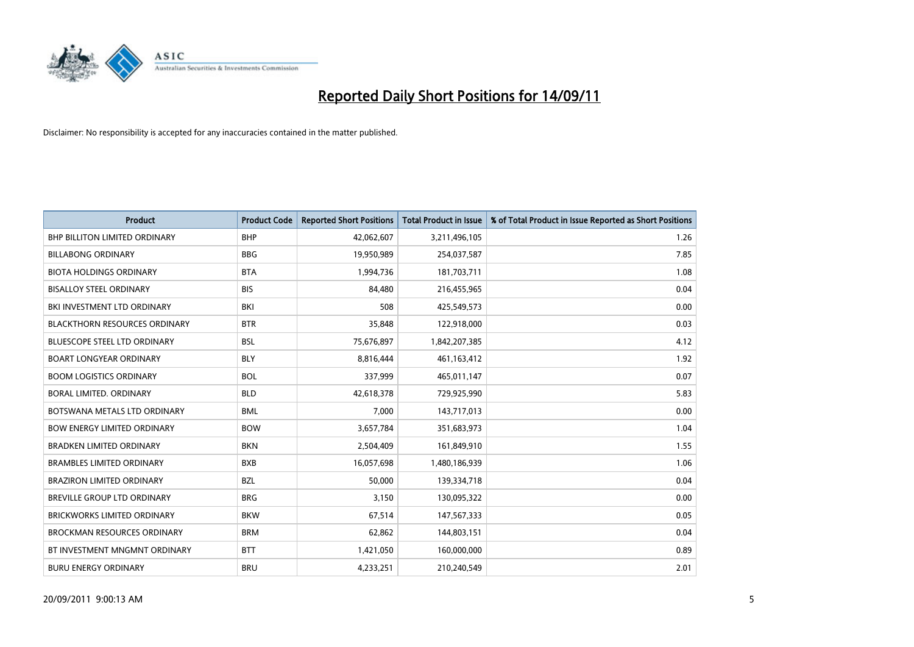# Reported Daily Short Positions for 14/09/11

Disclaimer: No responsibility is accepted for any inaccuracies contained in the matter published.

| Product | Product Code | Reported Short Positions | Total Product in Issue | % of Total Product in Issue Reported as Short Positions |
|---|---|---|---|---|
| BHP BILLITON LIMITED ORDINARY | BHP | 42,062,607 | 3,211,496,105 | 1.26 |
| BILLABONG ORDINARY | BBG | 19,950,989 | 254,037,587 | 7.85 |
| BIOTA HOLDINGS ORDINARY | BTA | 1,994,736 | 181,703,711 | 1.08 |
| BISALLOY STEEL ORDINARY | BIS | 84,480 | 216,455,965 | 0.04 |
| BKI INVESTMENT LTD ORDINARY | BKI | 508 | 425,549,573 | 0.00 |
| BLACKTHORN RESOURCES ORDINARY | BTR | 35,848 | 122,918,000 | 0.03 |
| BLUESCOPE STEEL LTD ORDINARY | BSL | 75,676,897 | 1,842,207,385 | 4.12 |
| BOART LONGYEAR ORDINARY | BLY | 8,816,444 | 461,163,412 | 1.92 |
| BOOM LOGISTICS ORDINARY | BOL | 337,999 | 465,011,147 | 0.07 |
| BORAL LIMITED. ORDINARY | BLD | 42,618,378 | 729,925,990 | 5.83 |
| BOTSWANA METALS LTD ORDINARY | BML | 7,000 | 143,717,013 | 0.00 |
| BOW ENERGY LIMITED ORDINARY | BOW | 3,657,784 | 351,683,973 | 1.04 |
| BRADKEN LIMITED ORDINARY | BKN | 2,504,409 | 161,849,910 | 1.55 |
| BRAMBLES LIMITED ORDINARY | BXB | 16,057,698 | 1,480,186,939 | 1.06 |
| BRAZIRON LIMITED ORDINARY | BZL | 50,000 | 139,334,718 | 0.04 |
| BREVILLE GROUP LTD ORDINARY | BRG | 3,150 | 130,095,322 | 0.00 |
| BRICKWORKS LIMITED ORDINARY | BKW | 67,514 | 147,567,333 | 0.05 |
| BROCKMAN RESOURCES ORDINARY | BRM | 62,862 | 144,803,151 | 0.04 |
| BT INVESTMENT MNGMNT ORDINARY | BTT | 1,421,050 | 160,000,000 | 0.89 |
| BURU ENERGY ORDINARY | BRU | 4,233,251 | 210,240,549 | 2.01 |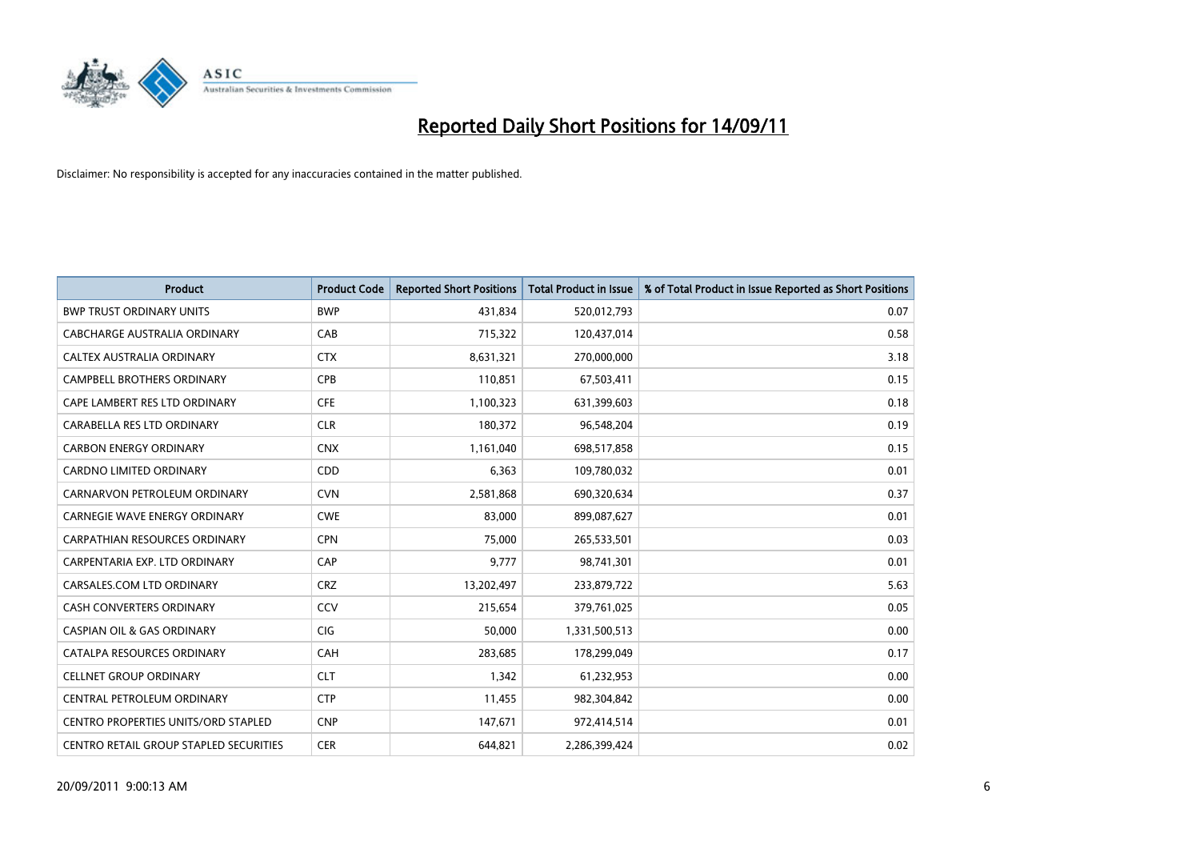# Reported Daily Short Positions for 14/09/11

Disclaimer: No responsibility is accepted for any inaccuracies contained in the matter published.

| Product | Product Code | Reported Short Positions | Total Product in Issue | % of Total Product in Issue Reported as Short Positions |
|---|---|---|---|---|
| BWP TRUST ORDINARY UNITS | BWP | 431,834 | 520,012,793 | 0.07 |
| CABCHARGE AUSTRALIA ORDINARY | CAB | 715,322 | 120,437,014 | 0.58 |
| CALTEX AUSTRALIA ORDINARY | CTX | 8,631,321 | 270,000,000 | 3.18 |
| CAMPBELL BROTHERS ORDINARY | CPB | 110,851 | 67,503,411 | 0.15 |
| CAPE LAMBERT RES LTD ORDINARY | CFE | 1,100,323 | 631,399,603 | 0.18 |
| CARABELLA RES LTD ORDINARY | CLR | 180,372 | 96,548,204 | 0.19 |
| CARBON ENERGY ORDINARY | CNX | 1,161,040 | 698,517,858 | 0.15 |
| CARDNO LIMITED ORDINARY | CDD | 6,363 | 109,780,032 | 0.01 |
| CARNARVON PETROLEUM ORDINARY | CVN | 2,581,868 | 690,320,634 | 0.37 |
| CARNEGIE WAVE ENERGY ORDINARY | CWE | 83,000 | 899,087,627 | 0.01 |
| CARPATHIAN RESOURCES ORDINARY | CPN | 75,000 | 265,533,501 | 0.03 |
| CARPENTARIA EXP. LTD ORDINARY | CAP | 9,777 | 98,741,301 | 0.01 |
| CARSALES.COM LTD ORDINARY | CRZ | 13,202,497 | 233,879,722 | 5.63 |
| CASH CONVERTERS ORDINARY | CCV | 215,654 | 379,761,025 | 0.05 |
| CASPIAN OIL & GAS ORDINARY | CIG | 50,000 | 1,331,500,513 | 0.00 |
| CATALPA RESOURCES ORDINARY | CAH | 283,685 | 178,299,049 | 0.17 |
| CELLNET GROUP ORDINARY | CLT | 1,342 | 61,232,953 | 0.00 |
| CENTRAL PETROLEUM ORDINARY | CTP | 11,455 | 982,304,842 | 0.00 |
| CENTRO PROPERTIES UNITS/ORD STAPLED | CNP | 147,671 | 972,414,514 | 0.01 |
| CENTRO RETAIL GROUP STAPLED SECURITIES | CER | 644,821 | 2,286,399,424 | 0.02 |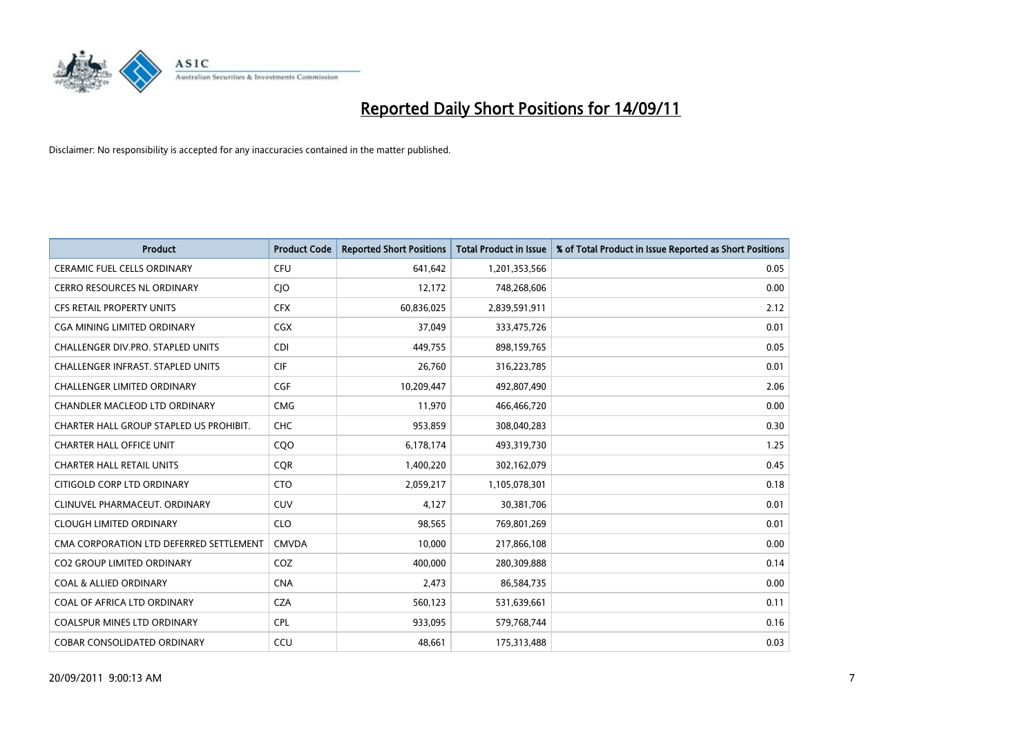# Reported Daily Short Positions for 14/09/11

Disclaimer: No responsibility is accepted for any inaccuracies contained in the matter published.

| Product | Product Code | Reported Short Positions | Total Product in Issue | % of Total Product in Issue Reported as Short Positions |
|---|---|---|---|---|
| CERAMIC FUEL CELLS ORDINARY | CFU | 641,642 | 1,201,353,566 | 0.05 |
| CERRO RESOURCES NL ORDINARY | CJO | 12,172 | 748,268,606 | 0.00 |
| CFS RETAIL PROPERTY UNITS | CFX | 60,836,025 | 2,839,591,911 | 2.12 |
| CGA MINING LIMITED ORDINARY | CGX | 37,049 | 333,475,726 | 0.01 |
| CHALLENGER DIV.PRO. STAPLED UNITS | CDI | 449,755 | 898,159,765 | 0.05 |
| CHALLENGER INFRAST. STAPLED UNITS | CIF | 26,760 | 316,223,785 | 0.01 |
| CHALLENGER LIMITED ORDINARY | CGF | 10,209,447 | 492,807,490 | 2.06 |
| CHANDLER MACLEOD LTD ORDINARY | CMG | 11,970 | 466,466,720 | 0.00 |
| CHARTER HALL GROUP STAPLED US PROHIBIT. | CHC | 953,859 | 308,040,283 | 0.30 |
| CHARTER HALL OFFICE UNIT | CQO | 6,178,174 | 493,319,730 | 1.25 |
| CHARTER HALL RETAIL UNITS | CQR | 1,400,220 | 302,162,079 | 0.45 |
| CITIGOLD CORP LTD ORDINARY | CTO | 2,059,217 | 1,105,078,301 | 0.18 |
| CLINUVEL PHARMACEUT. ORDINARY | CUV | 4,127 | 30,381,706 | 0.01 |
| CLOUGH LIMITED ORDINARY | CLO | 98,565 | 769,801,269 | 0.01 |
| CMA CORPORATION LTD DEFERRED SETTLEMENT | CMVDA | 10,000 | 217,866,108 | 0.00 |
| CO2 GROUP LIMITED ORDINARY | COZ | 400,000 | 280,309,888 | 0.14 |
| COAL & ALLIED ORDINARY | CNA | 2,473 | 86,584,735 | 0.00 |
| COAL OF AFRICA LTD ORDINARY | CZA | 560,123 | 531,639,661 | 0.11 |
| COALSPUR MINES LTD ORDINARY | CPL | 933,095 | 579,768,744 | 0.16 |
| COBAR CONSOLIDATED ORDINARY | CCU | 48,661 | 175,313,488 | 0.03 |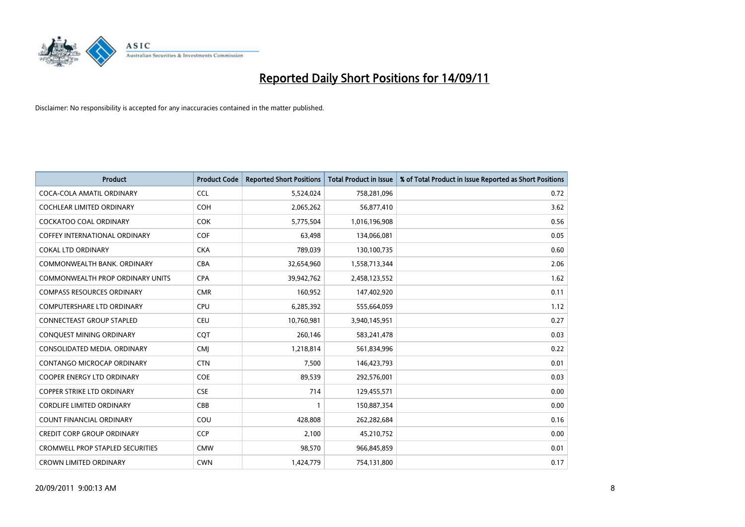# Reported Daily Short Positions for 14/09/11

Disclaimer: No responsibility is accepted for any inaccuracies contained in the matter published.

| Product | Product Code | Reported Short Positions | Total Product in Issue | % of Total Product in Issue Reported as Short Positions |
|---|---|---|---|---|
| COCA-COLA AMATIL ORDINARY | CCL | 5,524,024 | 758,281,096 | 0.72 |
| COCHLEAR LIMITED ORDINARY | COH | 2,065,262 | 56,877,410 | 3.62 |
| COCKATOO COAL ORDINARY | COK | 5,775,504 | 1,016,196,908 | 0.56 |
| COFFEY INTERNATIONAL ORDINARY | COF | 63,498 | 134,066,081 | 0.05 |
| COKAL LTD ORDINARY | CKA | 789,039 | 130,100,735 | 0.60 |
| COMMONWEALTH BANK. ORDINARY | CBA | 32,654,960 | 1,558,713,344 | 2.06 |
| COMMONWEALTH PROP ORDINARY UNITS | CPA | 39,942,762 | 2,458,123,552 | 1.62 |
| COMPASS RESOURCES ORDINARY | CMR | 160,952 | 147,402,920 | 0.11 |
| COMPUTERSHARE LTD ORDINARY | CPU | 6,285,392 | 555,664,059 | 1.12 |
| CONNECTEAST GROUP STAPLED | CEU | 10,760,981 | 3,940,145,951 | 0.27 |
| CONQUEST MINING ORDINARY | CQT | 260,146 | 583,241,478 | 0.03 |
| CONSOLIDATED MEDIA. ORDINARY | CMJ | 1,218,814 | 561,834,996 | 0.22 |
| CONTANGO MICROCAP ORDINARY | CTN | 7,500 | 146,423,793 | 0.01 |
| COOPER ENERGY LTD ORDINARY | COE | 89,539 | 292,576,001 | 0.03 |
| COPPER STRIKE LTD ORDINARY | CSE | 714 | 129,455,571 | 0.00 |
| CORDLIFE LIMITED ORDINARY | CBB | 1 | 150,887,354 | 0.00 |
| COUNT FINANCIAL ORDINARY | COU | 428,808 | 262,282,684 | 0.16 |
| CREDIT CORP GROUP ORDINARY | CCP | 2,100 | 45,210,752 | 0.00 |
| CROMWELL PROP STAPLED SECURITIES | CMW | 98,570 | 966,845,859 | 0.01 |
| CROWN LIMITED ORDINARY | CWN | 1,424,779 | 754,131,800 | 0.17 |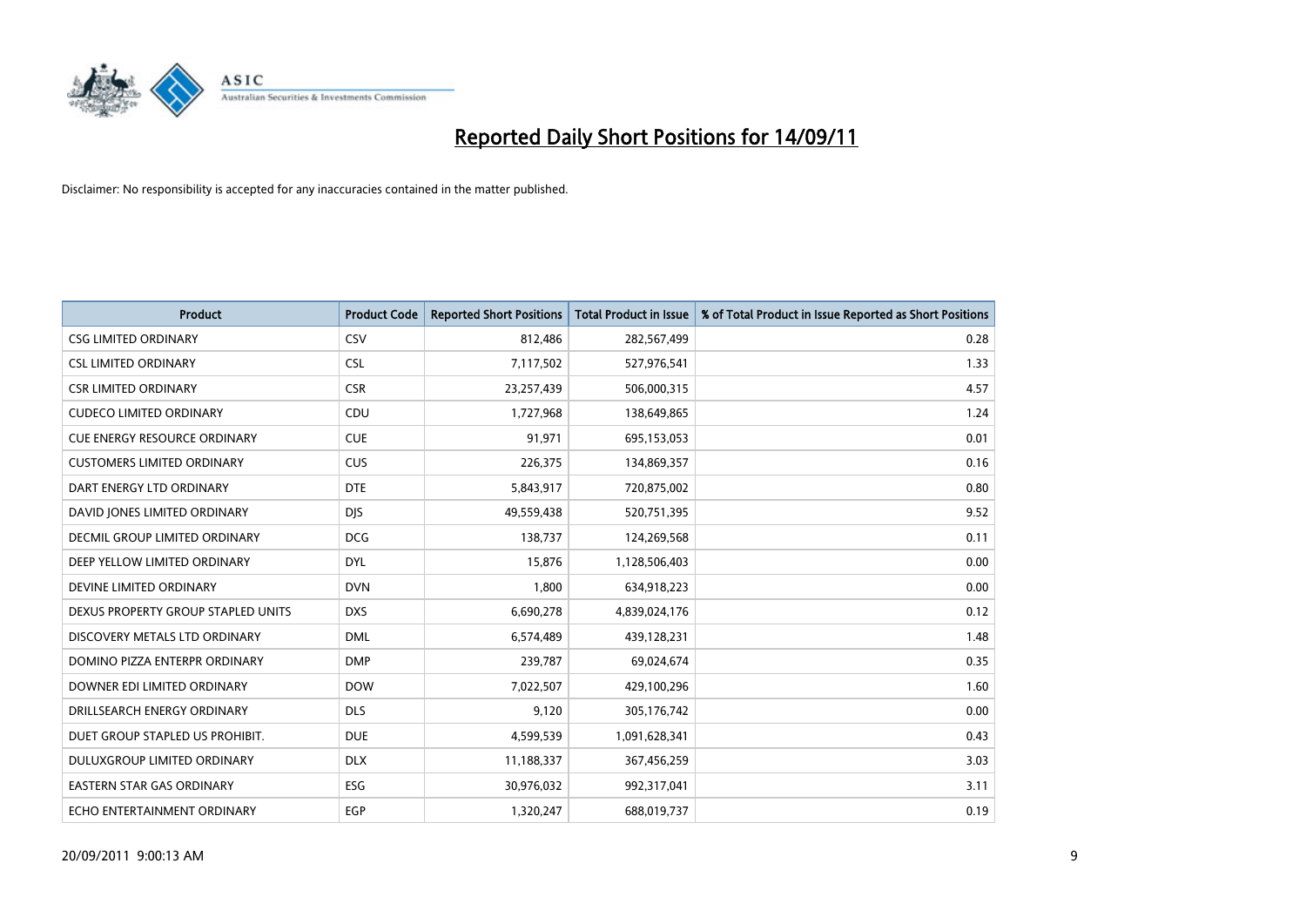# Reported Daily Short Positions for 14/09/11

Disclaimer: No responsibility is accepted for any inaccuracies contained in the matter published.

| Product | Product Code | Reported Short Positions | Total Product in Issue | % of Total Product in Issue Reported as Short Positions |
|---|---|---|---|---|
| CSG LIMITED ORDINARY | CSV | 812,486 | 282,567,499 | 0.28 |
| CSL LIMITED ORDINARY | CSL | 7,117,502 | 527,976,541 | 1.33 |
| CSR LIMITED ORDINARY | CSR | 23,257,439 | 506,000,315 | 4.57 |
| CUDECO LIMITED ORDINARY | CDU | 1,727,968 | 138,649,865 | 1.24 |
| CUE ENERGY RESOURCE ORDINARY | CUE | 91,971 | 695,153,053 | 0.01 |
| CUSTOMERS LIMITED ORDINARY | CUS | 226,375 | 134,869,357 | 0.16 |
| DART ENERGY LTD ORDINARY | DTE | 5,843,917 | 720,875,002 | 0.80 |
| DAVID JONES LIMITED ORDINARY | DJS | 49,559,438 | 520,751,395 | 9.52 |
| DECMIL GROUP LIMITED ORDINARY | DCG | 138,737 | 124,269,568 | 0.11 |
| DEEP YELLOW LIMITED ORDINARY | DYL | 15,876 | 1,128,506,403 | 0.00 |
| DEVINE LIMITED ORDINARY | DVN | 1,800 | 634,918,223 | 0.00 |
| DEXUS PROPERTY GROUP STAPLED UNITS | DXS | 6,690,278 | 4,839,024,176 | 0.12 |
| DISCOVERY METALS LTD ORDINARY | DML | 6,574,489 | 439,128,231 | 1.48 |
| DOMINO PIZZA ENTERPR ORDINARY | DMP | 239,787 | 69,024,674 | 0.35 |
| DOWNER EDI LIMITED ORDINARY | DOW | 7,022,507 | 429,100,296 | 1.60 |
| DRILLSEARCH ENERGY ORDINARY | DLS | 9,120 | 305,176,742 | 0.00 |
| DUET GROUP STAPLED US PROHIBIT. | DUE | 4,599,539 | 1,091,628,341 | 0.43 |
| DULUXGROUP LIMITED ORDINARY | DLX | 11,188,337 | 367,456,259 | 3.03 |
| EASTERN STAR GAS ORDINARY | ESG | 30,976,032 | 992,317,041 | 3.11 |
| ECHO ENTERTAINMENT ORDINARY | EGP | 1,320,247 | 688,019,737 | 0.19 |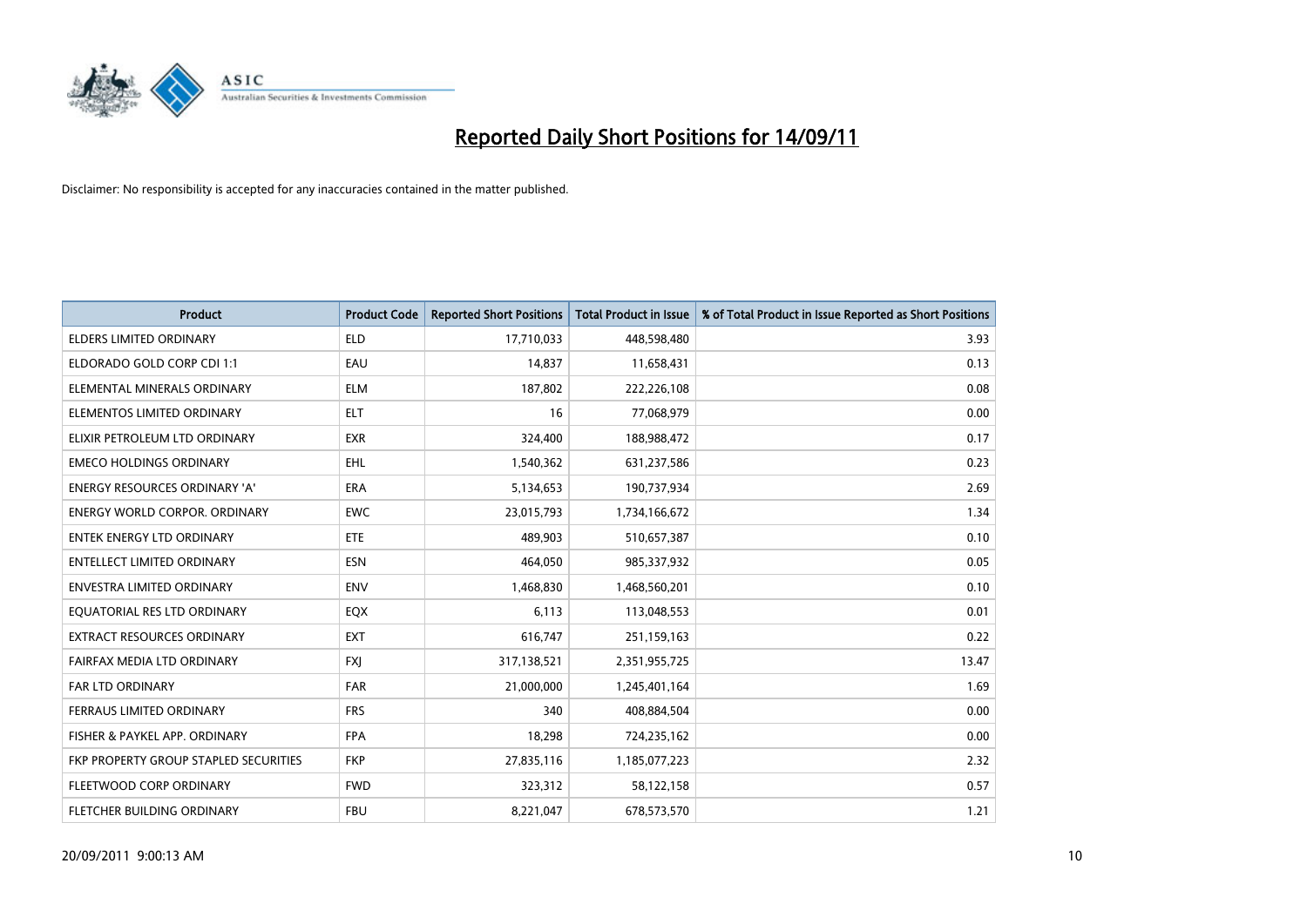# Reported Daily Short Positions for 14/09/11

Disclaimer: No responsibility is accepted for any inaccuracies contained in the matter published.

| Product | Product Code | Reported Short Positions | Total Product in Issue | % of Total Product in Issue Reported as Short Positions |
|---|---|---|---|---|
| ELDERS LIMITED ORDINARY | ELD | 17,710,033 | 448,598,480 | 3.93 |
| ELDORADO GOLD CORP CDI 1:1 | EAU | 14,837 | 11,658,431 | 0.13 |
| ELEMENTAL MINERALS ORDINARY | ELM | 187,802 | 222,226,108 | 0.08 |
| ELEMENTOS LIMITED ORDINARY | ELT | 16 | 77,068,979 | 0.00 |
| ELIXIR PETROLEUM LTD ORDINARY | EXR | 324,400 | 188,988,472 | 0.17 |
| EMECO HOLDINGS ORDINARY | EHL | 1,540,362 | 631,237,586 | 0.23 |
| ENERGY RESOURCES ORDINARY 'A' | ERA | 5,134,653 | 190,737,934 | 2.69 |
| ENERGY WORLD CORPOR. ORDINARY | EWC | 23,015,793 | 1,734,166,672 | 1.34 |
| ENTEK ENERGY LTD ORDINARY | ETE | 489,903 | 510,657,387 | 0.10 |
| ENTELLECT LIMITED ORDINARY | ESN | 464,050 | 985,337,932 | 0.05 |
| ENVESTRA LIMITED ORDINARY | ENV | 1,468,830 | 1,468,560,201 | 0.10 |
| EQUATORIAL RES LTD ORDINARY | EQX | 6,113 | 113,048,553 | 0.01 |
| EXTRACT RESOURCES ORDINARY | EXT | 616,747 | 251,159,163 | 0.22 |
| FAIRFAX MEDIA LTD ORDINARY | FXJ | 317,138,521 | 2,351,955,725 | 13.47 |
| FAR LTD ORDINARY | FAR | 21,000,000 | 1,245,401,164 | 1.69 |
| FERRAUS LIMITED ORDINARY | FRS | 340 | 408,884,504 | 0.00 |
| FISHER & PAYKEL APP. ORDINARY | FPA | 18,298 | 724,235,162 | 0.00 |
| FKP PROPERTY GROUP STAPLED SECURITIES | FKP | 27,835,116 | 1,185,077,223 | 2.32 |
| FLEETWOOD CORP ORDINARY | FWD | 323,312 | 58,122,158 | 0.57 |
| FLETCHER BUILDING ORDINARY | FBU | 8,221,047 | 678,573,570 | 1.21 |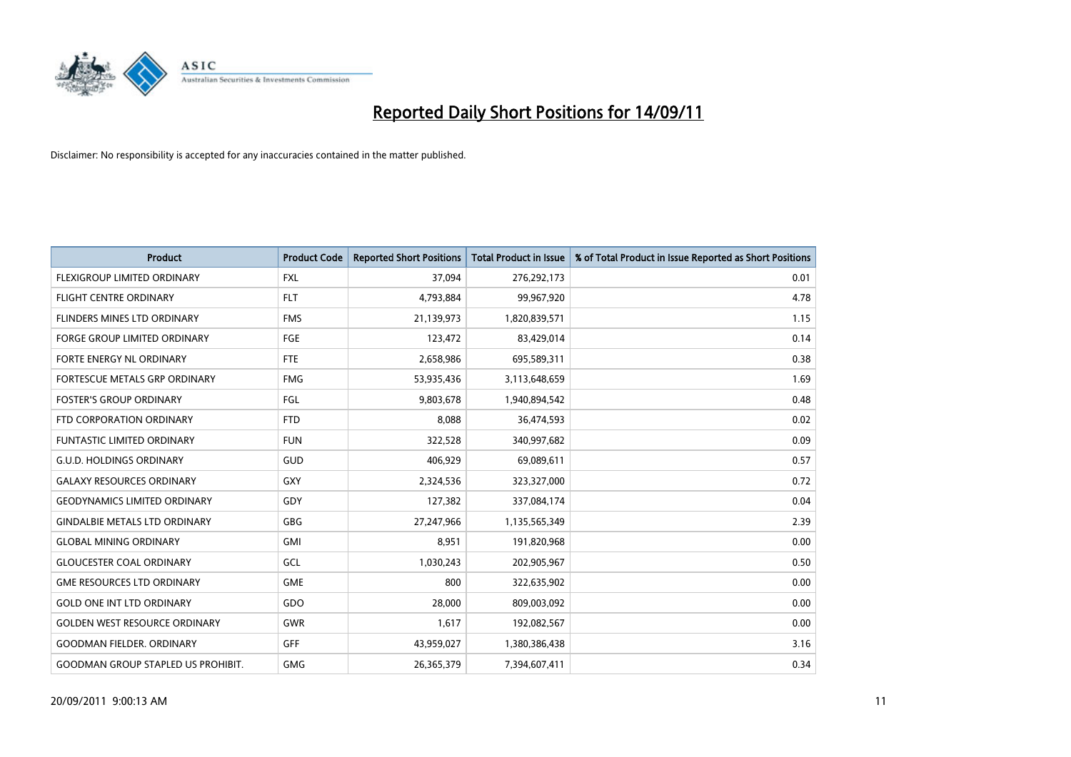# Reported Daily Short Positions for 14/09/11

Disclaimer: No responsibility is accepted for any inaccuracies contained in the matter published.

| Product | Product Code | Reported Short Positions | Total Product in Issue | % of Total Product in Issue Reported as Short Positions |
|---|---|---|---|---|
| FLEXIGROUP LIMITED ORDINARY | FXL | 37,094 | 276,292,173 | 0.01 |
| FLIGHT CENTRE ORDINARY | FLT | 4,793,884 | 99,967,920 | 4.78 |
| FLINDERS MINES LTD ORDINARY | FMS | 21,139,973 | 1,820,839,571 | 1.15 |
| FORGE GROUP LIMITED ORDINARY | FGE | 123,472 | 83,429,014 | 0.14 |
| FORTE ENERGY NL ORDINARY | FTE | 2,658,986 | 695,589,311 | 0.38 |
| FORTESCUE METALS GRP ORDINARY | FMG | 53,935,436 | 3,113,648,659 | 1.69 |
| FOSTER'S GROUP ORDINARY | FGL | 9,803,678 | 1,940,894,542 | 0.48 |
| FTD CORPORATION ORDINARY | FTD | 8,088 | 36,474,593 | 0.02 |
| FUNTASTIC LIMITED ORDINARY | FUN | 322,528 | 340,997,682 | 0.09 |
| G.U.D. HOLDINGS ORDINARY | GUD | 406,929 | 69,089,611 | 0.57 |
| GALAXY RESOURCES ORDINARY | GXY | 2,324,536 | 323,327,000 | 0.72 |
| GEODYNAMICS LIMITED ORDINARY | GDY | 127,382 | 337,084,174 | 0.04 |
| GINDALBIE METALS LTD ORDINARY | GBG | 27,247,966 | 1,135,565,349 | 2.39 |
| GLOBAL MINING ORDINARY | GMI | 8,951 | 191,820,968 | 0.00 |
| GLOUCESTER COAL ORDINARY | GCL | 1,030,243 | 202,905,967 | 0.50 |
| GME RESOURCES LTD ORDINARY | GME | 800 | 322,635,902 | 0.00 |
| GOLD ONE INT LTD ORDINARY | GDO | 28,000 | 809,003,092 | 0.00 |
| GOLDEN WEST RESOURCE ORDINARY | GWR | 1,617 | 192,082,567 | 0.00 |
| GOODMAN FIELDER. ORDINARY | GFF | 43,959,027 | 1,380,386,438 | 3.16 |
| GOODMAN GROUP STAPLED US PROHIBIT. | GMG | 26,365,379 | 7,394,607,411 | 0.34 |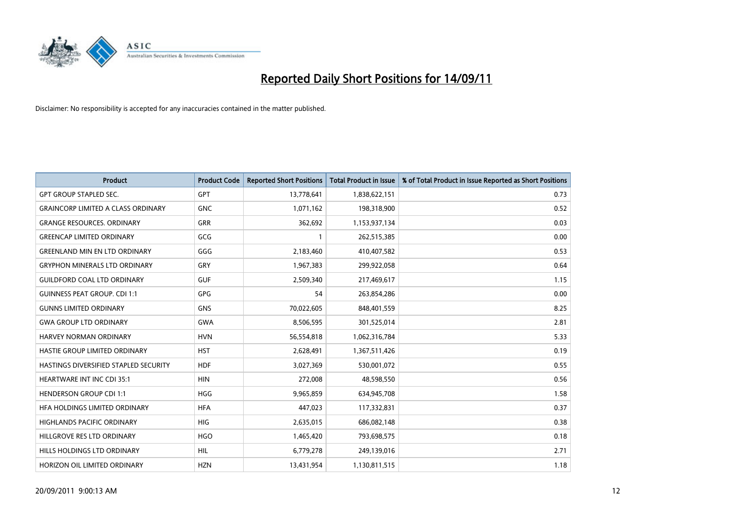# Reported Daily Short Positions for 14/09/11

Disclaimer: No responsibility is accepted for any inaccuracies contained in the matter published.

| Product | Product Code | Reported Short Positions | Total Product in Issue | % of Total Product in Issue Reported as Short Positions |
|---|---|---|---|---|
| GPT GROUP STAPLED SEC. | GPT | 13,778,641 | 1,838,622,151 | 0.73 |
| GRAINCORP LIMITED A CLASS ORDINARY | GNC | 1,071,162 | 198,318,900 | 0.52 |
| GRANGE RESOURCES. ORDINARY | GRR | 362,692 | 1,153,937,134 | 0.03 |
| GREENCAP LIMITED ORDINARY | GCG | 1 | 262,515,385 | 0.00 |
| GREENLAND MIN EN LTD ORDINARY | GGG | 2,183,460 | 410,407,582 | 0.53 |
| GRYPHON MINERALS LTD ORDINARY | GRY | 1,967,383 | 299,922,058 | 0.64 |
| GUILDFORD COAL LTD ORDINARY | GUF | 2,509,340 | 217,469,617 | 1.15 |
| GUINNESS PEAT GROUP. CDI 1:1 | GPG | 54 | 263,854,286 | 0.00 |
| GUNNS LIMITED ORDINARY | GNS | 70,022,605 | 848,401,559 | 8.25 |
| GWA GROUP LTD ORDINARY | GWA | 8,506,595 | 301,525,014 | 2.81 |
| HARVEY NORMAN ORDINARY | HVN | 56,554,818 | 1,062,316,784 | 5.33 |
| HASTIE GROUP LIMITED ORDINARY | HST | 2,628,491 | 1,367,511,426 | 0.19 |
| HASTINGS DIVERSIFIED STAPLED SECURITY | HDF | 3,027,369 | 530,001,072 | 0.55 |
| HEARTWARE INT INC CDI 35:1 | HIN | 272,008 | 48,598,550 | 0.56 |
| HENDERSON GROUP CDI 1:1 | HGG | 9,965,859 | 634,945,708 | 1.58 |
| HFA HOLDINGS LIMITED ORDINARY | HFA | 447,023 | 117,332,831 | 0.37 |
| HIGHLANDS PACIFIC ORDINARY | HIG | 2,635,015 | 686,082,148 | 0.38 |
| HILLGROVE RES LTD ORDINARY | HGO | 1,465,420 | 793,698,575 | 0.18 |
| HILLS HOLDINGS LTD ORDINARY | HIL | 6,779,278 | 249,139,016 | 2.71 |
| HORIZON OIL LIMITED ORDINARY | HZN | 13,431,954 | 1,130,811,515 | 1.18 |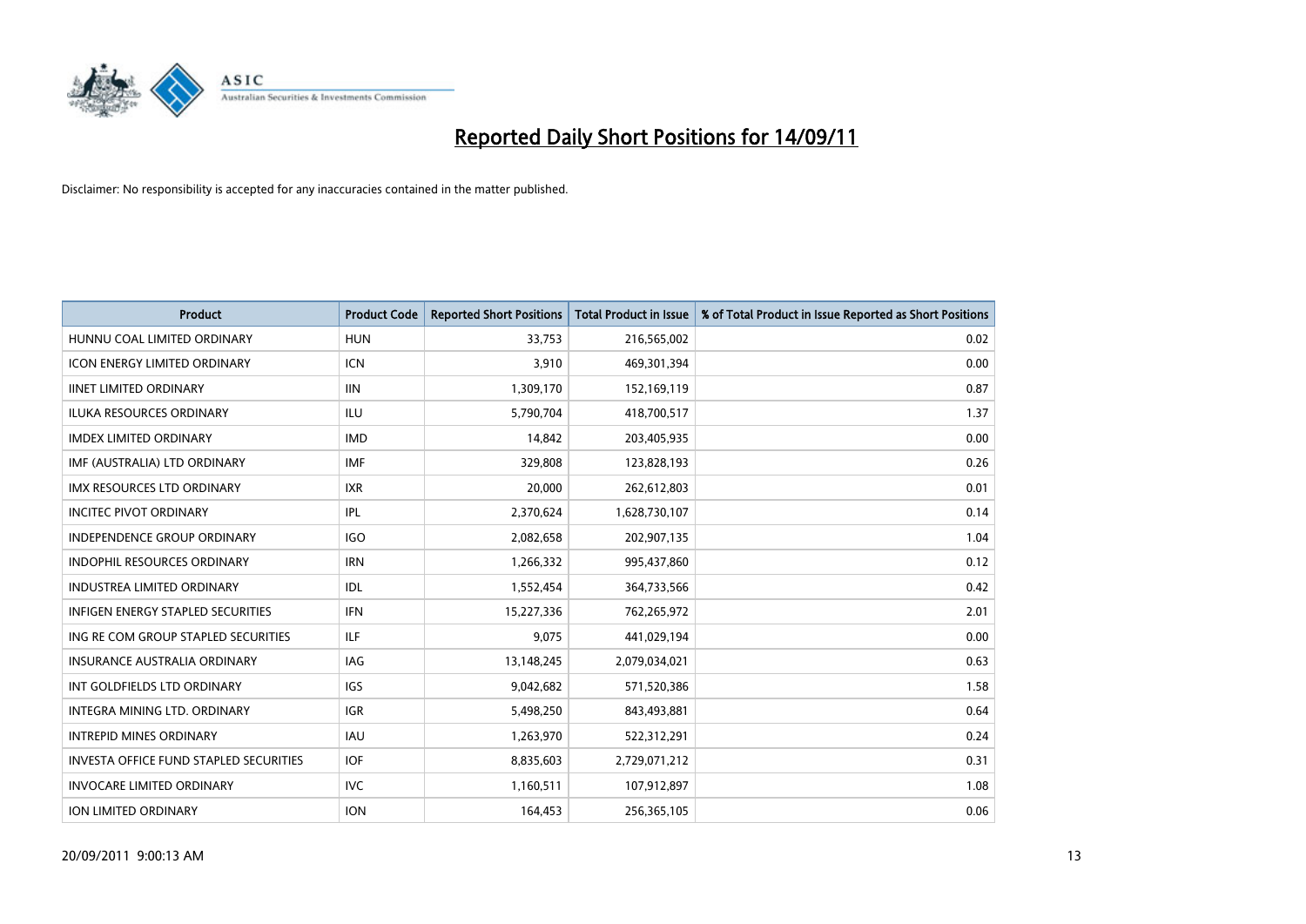# Reported Daily Short Positions for 14/09/11

Disclaimer: No responsibility is accepted for any inaccuracies contained in the matter published.

| Product | Product Code | Reported Short Positions | Total Product in Issue | % of Total Product in Issue Reported as Short Positions |
|---|---|---|---|---|
| HUNNU COAL LIMITED ORDINARY | HUN | 33,753 | 216,565,002 | 0.02 |
| ICON ENERGY LIMITED ORDINARY | ICN | 3,910 | 469,301,394 | 0.00 |
| IINET LIMITED ORDINARY | IIN | 1,309,170 | 152,169,119 | 0.87 |
| ILUKA RESOURCES ORDINARY | ILU | 5,790,704 | 418,700,517 | 1.37 |
| IMDEX LIMITED ORDINARY | IMD | 14,842 | 203,405,935 | 0.00 |
| IMF (AUSTRALIA) LTD ORDINARY | IMF | 329,808 | 123,828,193 | 0.26 |
| IMX RESOURCES LTD ORDINARY | IXR | 20,000 | 262,612,803 | 0.01 |
| INCITEC PIVOT ORDINARY | IPL | 2,370,624 | 1,628,730,107 | 0.14 |
| INDEPENDENCE GROUP ORDINARY | IGO | 2,082,658 | 202,907,135 | 1.04 |
| INDOPHIL RESOURCES ORDINARY | IRN | 1,266,332 | 995,437,860 | 0.12 |
| INDUSTREA LIMITED ORDINARY | IDL | 1,552,454 | 364,733,566 | 0.42 |
| INFIGEN ENERGY STAPLED SECURITIES | IFN | 15,227,336 | 762,265,972 | 2.01 |
| ING RE COM GROUP STAPLED SECURITIES | ILF | 9,075 | 441,029,194 | 0.00 |
| INSURANCE AUSTRALIA ORDINARY | IAG | 13,148,245 | 2,079,034,021 | 0.63 |
| INT GOLDFIELDS LTD ORDINARY | IGS | 9,042,682 | 571,520,386 | 1.58 |
| INTEGRA MINING LTD. ORDINARY | IGR | 5,498,250 | 843,493,881 | 0.64 |
| INTREPID MINES ORDINARY | IAU | 1,263,970 | 522,312,291 | 0.24 |
| INVESTA OFFICE FUND STAPLED SECURITIES | IOF | 8,835,603 | 2,729,071,212 | 0.31 |
| INVOCARE LIMITED ORDINARY | IVC | 1,160,511 | 107,912,897 | 1.08 |
| ION LIMITED ORDINARY | ION | 164,453 | 256,365,105 | 0.06 |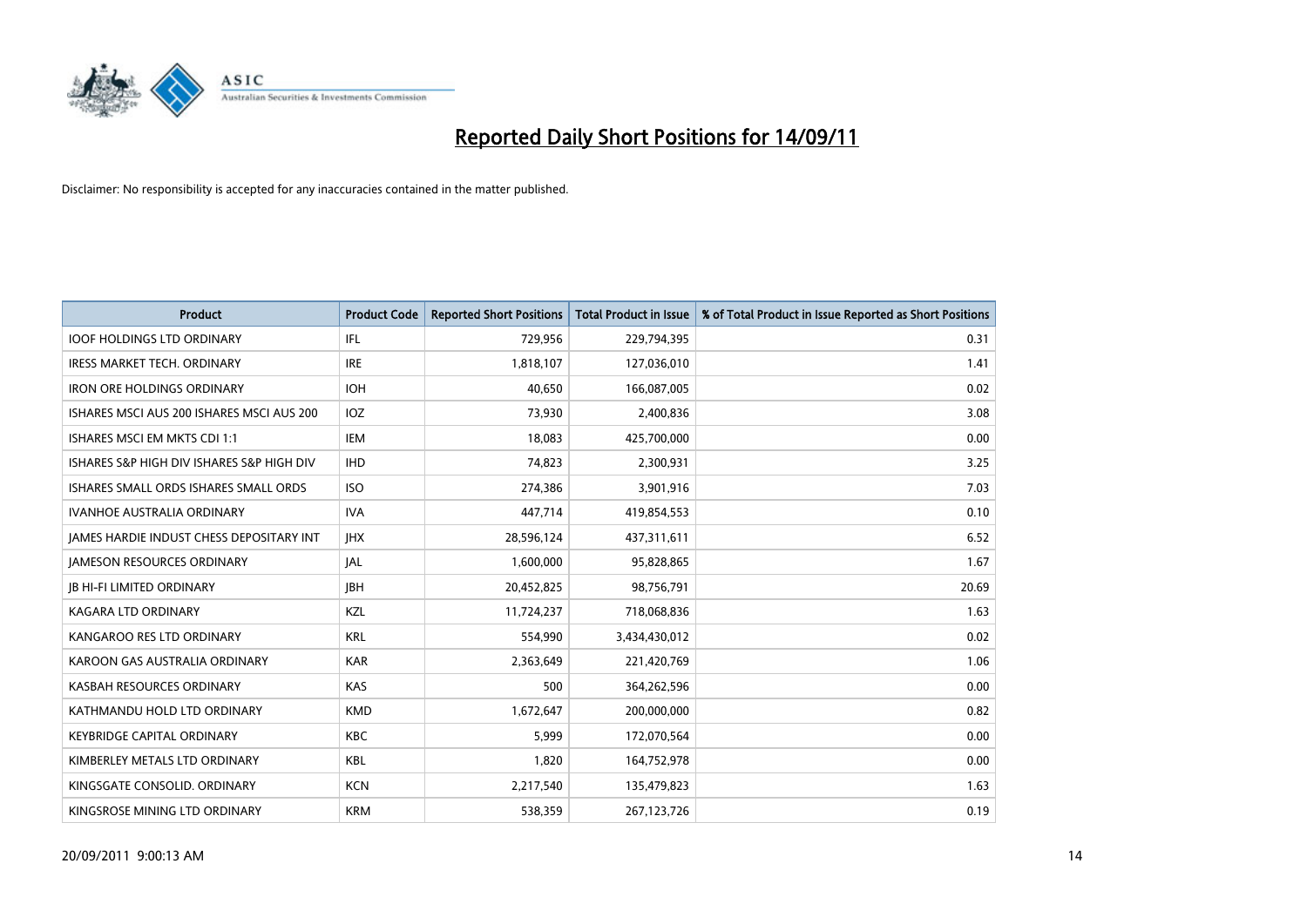# Reported Daily Short Positions for 14/09/11

Disclaimer: No responsibility is accepted for any inaccuracies contained in the matter published.

| Product | Product Code | Reported Short Positions | Total Product in Issue | % of Total Product in Issue Reported as Short Positions |
|---|---|---|---|---|
| IOOF HOLDINGS LTD ORDINARY | IFL | 729,956 | 229,794,395 | 0.31 |
| IRESS MARKET TECH. ORDINARY | IRE | 1,818,107 | 127,036,010 | 1.41 |
| IRON ORE HOLDINGS ORDINARY | IOH | 40,650 | 166,087,005 | 0.02 |
| ISHARES MSCI AUS 200 ISHARES MSCI AUS 200 | IOZ | 73,930 | 2,400,836 | 3.08 |
| ISHARES MSCI EM MKTS CDI 1:1 | IEM | 18,083 | 425,700,000 | 0.00 |
| ISHARES S&P HIGH DIV ISHARES S&P HIGH DIV | IHD | 74,823 | 2,300,931 | 3.25 |
| ISHARES SMALL ORDS ISHARES SMALL ORDS | ISO | 274,386 | 3,901,916 | 7.03 |
| IVANHOE AUSTRALIA ORDINARY | IVA | 447,714 | 419,854,553 | 0.10 |
| JAMES HARDIE INDUST CHESS DEPOSITARY INT | JHX | 28,596,124 | 437,311,611 | 6.52 |
| JAMESON RESOURCES ORDINARY | JAL | 1,600,000 | 95,828,865 | 1.67 |
| JB HI-FI LIMITED ORDINARY | JBH | 20,452,825 | 98,756,791 | 20.69 |
| KAGARA LTD ORDINARY | KZL | 11,724,237 | 718,068,836 | 1.63 |
| KANGAROO RES LTD ORDINARY | KRL | 554,990 | 3,434,430,012 | 0.02 |
| KAROON GAS AUSTRALIA ORDINARY | KAR | 2,363,649 | 221,420,769 | 1.06 |
| KASBAH RESOURCES ORDINARY | KAS | 500 | 364,262,596 | 0.00 |
| KATHMANDU HOLD LTD ORDINARY | KMD | 1,672,647 | 200,000,000 | 0.82 |
| KEYBRIDGE CAPITAL ORDINARY | KBC | 5,999 | 172,070,564 | 0.00 |
| KIMBERLEY METALS LTD ORDINARY | KBL | 1,820 | 164,752,978 | 0.00 |
| KINGSGATE CONSOLID. ORDINARY | KCN | 2,217,540 | 135,479,823 | 1.63 |
| KINGSROSE MINING LTD ORDINARY | KRM | 538,359 | 267,123,726 | 0.19 |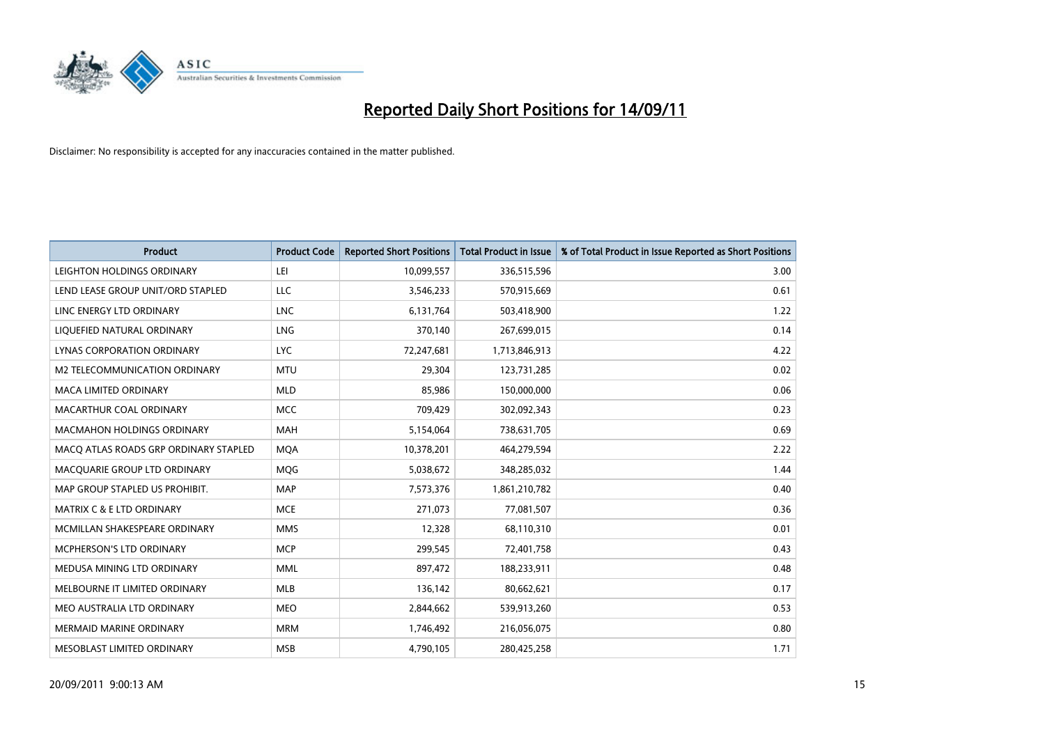# Reported Daily Short Positions for 14/09/11

Disclaimer: No responsibility is accepted for any inaccuracies contained in the matter published.

| Product | Product Code | Reported Short Positions | Total Product in Issue | % of Total Product in Issue Reported as Short Positions |
|---|---|---|---|---|
| LEIGHTON HOLDINGS ORDINARY | LEI | 10,099,557 | 336,515,596 | 3.00 |
| LEND LEASE GROUP UNIT/ORD STAPLED | LLC | 3,546,233 | 570,915,669 | 0.61 |
| LINC ENERGY LTD ORDINARY | LNC | 6,131,764 | 503,418,900 | 1.22 |
| LIQUEFIED NATURAL ORDINARY | LNG | 370,140 | 267,699,015 | 0.14 |
| LYNAS CORPORATION ORDINARY | LYC | 72,247,681 | 1,713,846,913 | 4.22 |
| M2 TELECOMMUNICATION ORDINARY | MTU | 29,304 | 123,731,285 | 0.02 |
| MACA LIMITED ORDINARY | MLD | 85,986 | 150,000,000 | 0.06 |
| MACARTHUR COAL ORDINARY | MCC | 709,429 | 302,092,343 | 0.23 |
| MACMAHON HOLDINGS ORDINARY | MAH | 5,154,064 | 738,631,705 | 0.69 |
| MACQ ATLAS ROADS GRP ORDINARY STAPLED | MQA | 10,378,201 | 464,279,594 | 2.22 |
| MACQUARIE GROUP LTD ORDINARY | MQG | 5,038,672 | 348,285,032 | 1.44 |
| MAP GROUP STAPLED US PROHIBIT. | MAP | 7,573,376 | 1,861,210,782 | 0.40 |
| MATRIX C & E LTD ORDINARY | MCE | 271,073 | 77,081,507 | 0.36 |
| MCMILLAN SHAKESPEARE ORDINARY | MMS | 12,328 | 68,110,310 | 0.01 |
| MCPHERSON'S LTD ORDINARY | MCP | 299,545 | 72,401,758 | 0.43 |
| MEDUSA MINING LTD ORDINARY | MML | 897,472 | 188,233,911 | 0.48 |
| MELBOURNE IT LIMITED ORDINARY | MLB | 136,142 | 80,662,621 | 0.17 |
| MEO AUSTRALIA LTD ORDINARY | MEO | 2,844,662 | 539,913,260 | 0.53 |
| MERMAID MARINE ORDINARY | MRM | 1,746,492 | 216,056,075 | 0.80 |
| MESOBLAST LIMITED ORDINARY | MSB | 4,790,105 | 280,425,258 | 1.71 |

20/09/2011 9:00:13 AM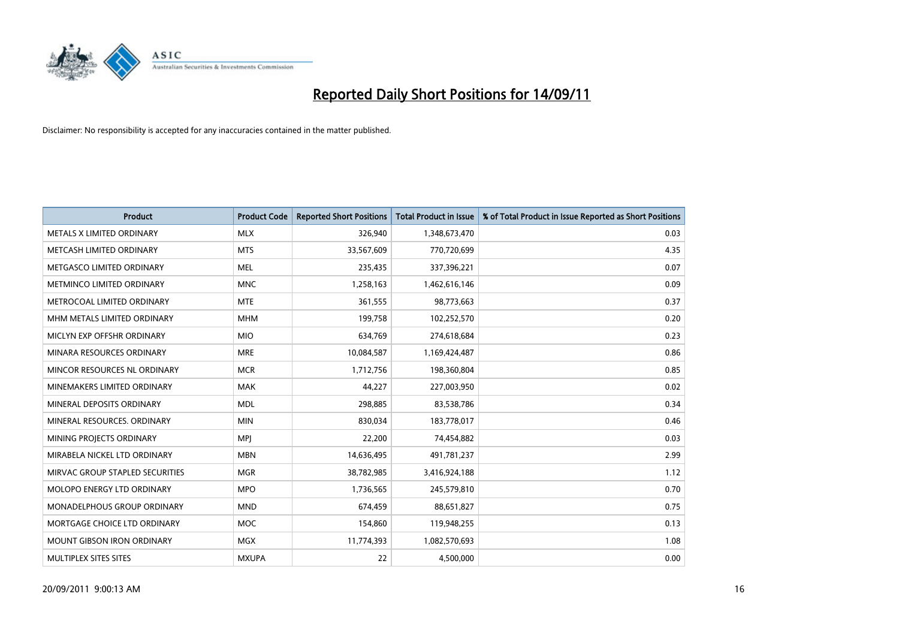# Reported Daily Short Positions for 14/09/11

Disclaimer: No responsibility is accepted for any inaccuracies contained in the matter published.

| Product | Product Code | Reported Short Positions | Total Product in Issue | % of Total Product in Issue Reported as Short Positions |
|---|---|---|---|---|
| METALS X LIMITED ORDINARY | MLX | 326,940 | 1,348,673,470 | 0.03 |
| METCASH LIMITED ORDINARY | MTS | 33,567,609 | 770,720,699 | 4.35 |
| METGASCO LIMITED ORDINARY | MEL | 235,435 | 337,396,221 | 0.07 |
| METMINCO LIMITED ORDINARY | MNC | 1,258,163 | 1,462,616,146 | 0.09 |
| METROCOAL LIMITED ORDINARY | MTE | 361,555 | 98,773,663 | 0.37 |
| MHM METALS LIMITED ORDINARY | MHM | 199,758 | 102,252,570 | 0.20 |
| MICLYN EXP OFFSHR ORDINARY | MIO | 634,769 | 274,618,684 | 0.23 |
| MINARA RESOURCES ORDINARY | MRE | 10,084,587 | 1,169,424,487 | 0.86 |
| MINCOR RESOURCES NL ORDINARY | MCR | 1,712,756 | 198,360,804 | 0.85 |
| MINEMAKERS LIMITED ORDINARY | MAK | 44,227 | 227,003,950 | 0.02 |
| MINERAL DEPOSITS ORDINARY | MDL | 298,885 | 83,538,786 | 0.34 |
| MINERAL RESOURCES. ORDINARY | MIN | 830,034 | 183,778,017 | 0.46 |
| MINING PROJECTS ORDINARY | MPJ | 22,200 | 74,454,882 | 0.03 |
| MIRABELA NICKEL LTD ORDINARY | MBN | 14,636,495 | 491,781,237 | 2.99 |
| MIRVAC GROUP STAPLED SECURITIES | MGR | 38,782,985 | 3,416,924,188 | 1.12 |
| MOLOPO ENERGY LTD ORDINARY | MPO | 1,736,565 | 245,579,810 | 0.70 |
| MONADELPHOUS GROUP ORDINARY | MND | 674,459 | 88,651,827 | 0.75 |
| MORTGAGE CHOICE LTD ORDINARY | MOC | 154,860 | 119,948,255 | 0.13 |
| MOUNT GIBSON IRON ORDINARY | MGX | 11,774,393 | 1,082,570,693 | 1.08 |
| MULTIPLEX SITES SITES | MXUPA | 22 | 4,500,000 | 0.00 |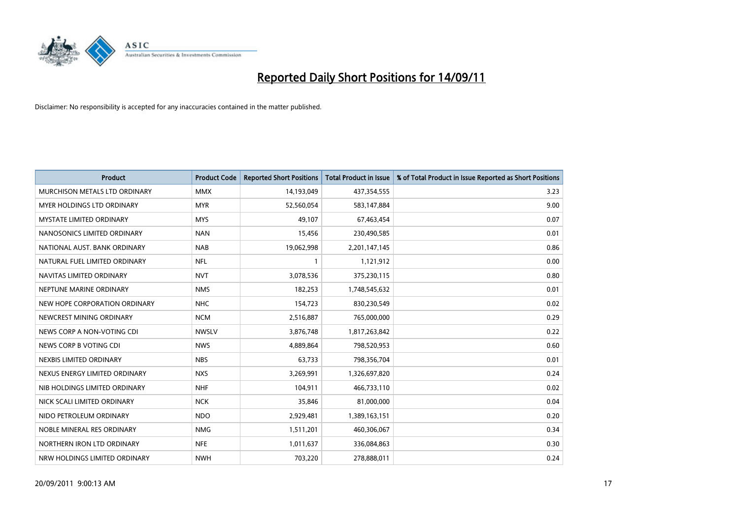# Reported Daily Short Positions for 14/09/11

Disclaimer: No responsibility is accepted for any inaccuracies contained in the matter published.

| Product | Product Code | Reported Short Positions | Total Product in Issue | % of Total Product in Issue Reported as Short Positions |
|---|---|---|---|---|
| MURCHISON METALS LTD ORDINARY | MMX | 14,193,049 | 437,354,555 | 3.23 |
| MYER HOLDINGS LTD ORDINARY | MYR | 52,560,054 | 583,147,884 | 9.00 |
| MYSTATE LIMITED ORDINARY | MYS | 49,107 | 67,463,454 | 0.07 |
| NANOSONICS LIMITED ORDINARY | NAN | 15,456 | 230,490,585 | 0.01 |
| NATIONAL AUST. BANK ORDINARY | NAB | 19,062,998 | 2,201,147,145 | 0.86 |
| NATURAL FUEL LIMITED ORDINARY | NFL | 1 | 1,121,912 | 0.00 |
| NAVITAS LIMITED ORDINARY | NVT | 3,078,536 | 375,230,115 | 0.80 |
| NEPTUNE MARINE ORDINARY | NMS | 182,253 | 1,748,545,632 | 0.01 |
| NEW HOPE CORPORATION ORDINARY | NHC | 154,723 | 830,230,549 | 0.02 |
| NEWCREST MINING ORDINARY | NCM | 2,516,887 | 765,000,000 | 0.29 |
| NEWS CORP A NON-VOTING CDI | NWSLV | 3,876,748 | 1,817,263,842 | 0.22 |
| NEWS CORP B VOTING CDI | NWS | 4,889,864 | 798,520,953 | 0.60 |
| NEXBIS LIMITED ORDINARY | NBS | 63,733 | 798,356,704 | 0.01 |
| NEXUS ENERGY LIMITED ORDINARY | NXS | 3,269,991 | 1,326,697,820 | 0.24 |
| NIB HOLDINGS LIMITED ORDINARY | NHF | 104,911 | 466,733,110 | 0.02 |
| NICK SCALI LIMITED ORDINARY | NCK | 35,846 | 81,000,000 | 0.04 |
| NIDO PETROLEUM ORDINARY | NDO | 2,929,481 | 1,389,163,151 | 0.20 |
| NOBLE MINERAL RES ORDINARY | NMG | 1,511,201 | 460,306,067 | 0.34 |
| NORTHERN IRON LTD ORDINARY | NFE | 1,011,637 | 336,084,863 | 0.30 |
| NRW HOLDINGS LIMITED ORDINARY | NWH | 703,220 | 278,888,011 | 0.24 |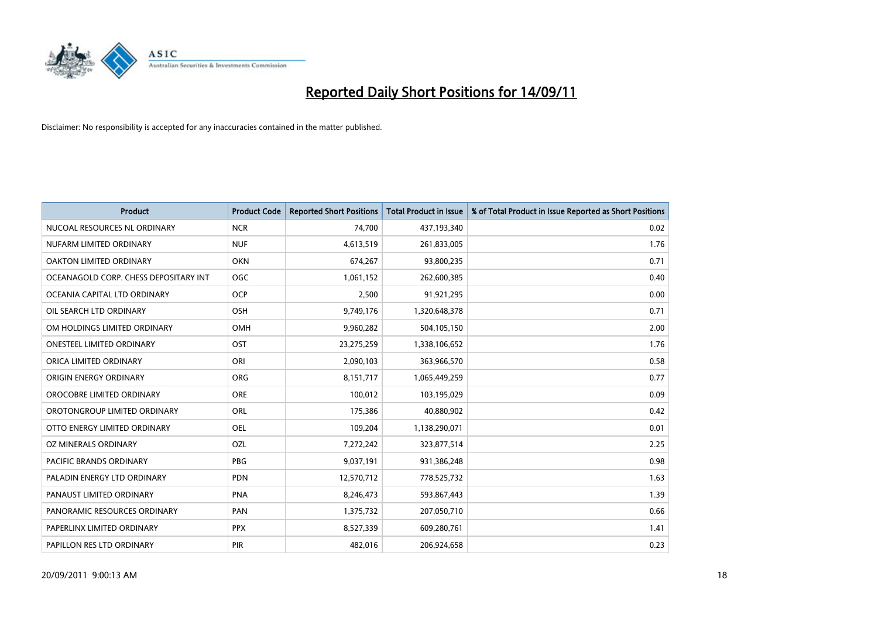# Reported Daily Short Positions for 14/09/11

Disclaimer: No responsibility is accepted for any inaccuracies contained in the matter published.

| Product | Product Code | Reported Short Positions | Total Product in Issue | % of Total Product in Issue Reported as Short Positions |
|---|---|---|---|---|
| NUCOAL RESOURCES NL ORDINARY | NCR | 74,700 | 437,193,340 | 0.02 |
| NUFARM LIMITED ORDINARY | NUF | 4,613,519 | 261,833,005 | 1.76 |
| OAKTON LIMITED ORDINARY | OKN | 674,267 | 93,800,235 | 0.71 |
| OCEANAGOLD CORP. CHESS DEPOSITARY INT | OGC | 1,061,152 | 262,600,385 | 0.40 |
| OCEANIA CAPITAL LTD ORDINARY | OCP | 2,500 | 91,921,295 | 0.00 |
| OIL SEARCH LTD ORDINARY | OSH | 9,749,176 | 1,320,648,378 | 0.71 |
| OM HOLDINGS LIMITED ORDINARY | OMH | 9,960,282 | 504,105,150 | 2.00 |
| ONESTEEL LIMITED ORDINARY | OST | 23,275,259 | 1,338,106,652 | 1.76 |
| ORICA LIMITED ORDINARY | ORI | 2,090,103 | 363,966,570 | 0.58 |
| ORIGIN ENERGY ORDINARY | ORG | 8,151,717 | 1,065,449,259 | 0.77 |
| OROCOBRE LIMITED ORDINARY | ORE | 100,012 | 103,195,029 | 0.09 |
| OROTONGROUP LIMITED ORDINARY | ORL | 175,386 | 40,880,902 | 0.42 |
| OTTO ENERGY LIMITED ORDINARY | OEL | 109,204 | 1,138,290,071 | 0.01 |
| OZ MINERALS ORDINARY | OZL | 7,272,242 | 323,877,514 | 2.25 |
| PACIFIC BRANDS ORDINARY | PBG | 9,037,191 | 931,386,248 | 0.98 |
| PALADIN ENERGY LTD ORDINARY | PDN | 12,570,712 | 778,525,732 | 1.63 |
| PANAUST LIMITED ORDINARY | PNA | 8,246,473 | 593,867,443 | 1.39 |
| PANORAMIC RESOURCES ORDINARY | PAN | 1,375,732 | 207,050,710 | 0.66 |
| PAPERLINX LIMITED ORDINARY | PPX | 8,527,339 | 609,280,761 | 1.41 |
| PAPILLON RES LTD ORDINARY | PIR | 482,016 | 206,924,658 | 0.23 |

20/09/2011 9:00:13 AM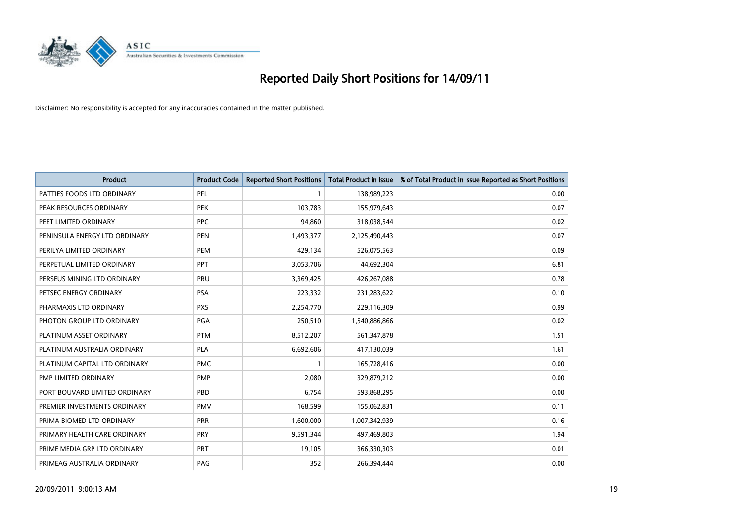# Reported Daily Short Positions for 14/09/11

Disclaimer: No responsibility is accepted for any inaccuracies contained in the matter published.

| Product | Product Code | Reported Short Positions | Total Product in Issue | % of Total Product in Issue Reported as Short Positions |
|---|---|---|---|---|
| PATTIES FOODS LTD ORDINARY | PFL | 1 | 138,989,223 | 0.00 |
| PEAK RESOURCES ORDINARY | PEK | 103,783 | 155,979,643 | 0.07 |
| PEET LIMITED ORDINARY | PPC | 94,860 | 318,038,544 | 0.02 |
| PENINSULA ENERGY LTD ORDINARY | PEN | 1,493,377 | 2,125,490,443 | 0.07 |
| PERILYA LIMITED ORDINARY | PEM | 429,134 | 526,075,563 | 0.09 |
| PERPETUAL LIMITED ORDINARY | PPT | 3,053,706 | 44,692,304 | 6.81 |
| PERSEUS MINING LTD ORDINARY | PRU | 3,369,425 | 426,267,088 | 0.78 |
| PETSEC ENERGY ORDINARY | PSA | 223,332 | 231,283,622 | 0.10 |
| PHARMAXIS LTD ORDINARY | PXS | 2,254,770 | 229,116,309 | 0.99 |
| PHOTON GROUP LTD ORDINARY | PGA | 250,510 | 1,540,886,866 | 0.02 |
| PLATINUM ASSET ORDINARY | PTM | 8,512,207 | 561,347,878 | 1.51 |
| PLATINUM AUSTRALIA ORDINARY | PLA | 6,692,606 | 417,130,039 | 1.61 |
| PLATINUM CAPITAL LTD ORDINARY | PMC | 1 | 165,728,416 | 0.00 |
| PMP LIMITED ORDINARY | PMP | 2,080 | 329,879,212 | 0.00 |
| PORT BOUVARD LIMITED ORDINARY | PBD | 6,754 | 593,868,295 | 0.00 |
| PREMIER INVESTMENTS ORDINARY | PMV | 168,599 | 155,062,831 | 0.11 |
| PRIMA BIOMED LTD ORDINARY | PRR | 1,600,000 | 1,007,342,939 | 0.16 |
| PRIMARY HEALTH CARE ORDINARY | PRY | 9,591,344 | 497,469,803 | 1.94 |
| PRIME MEDIA GRP LTD ORDINARY | PRT | 19,105 | 366,330,303 | 0.01 |
| PRIMEAG AUSTRALIA ORDINARY | PAG | 352 | 266,394,444 | 0.00 |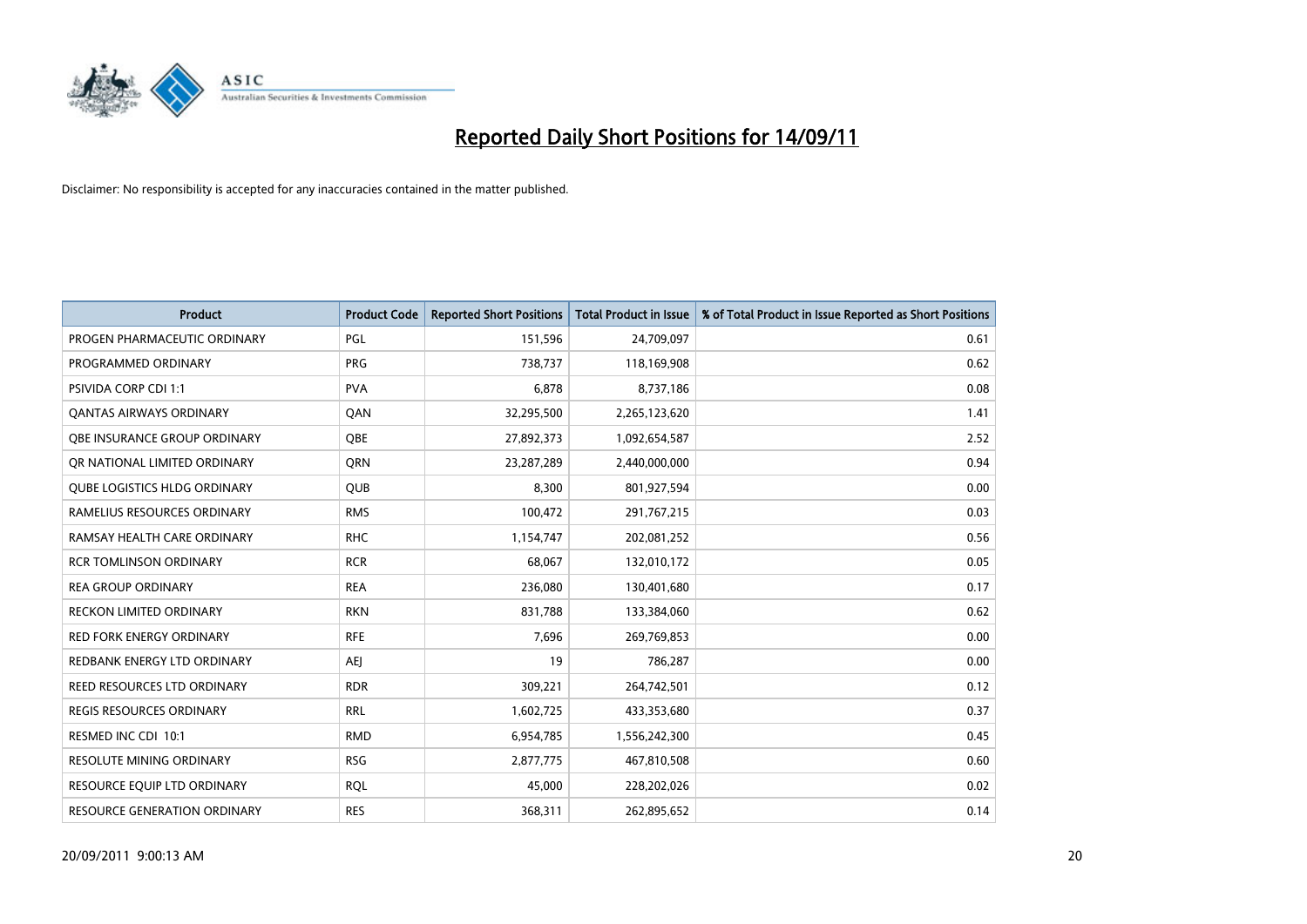# Reported Daily Short Positions for 14/09/11

Disclaimer: No responsibility is accepted for any inaccuracies contained in the matter published.

| Product | Product Code | Reported Short Positions | Total Product in Issue | % of Total Product in Issue Reported as Short Positions |
|---|---|---|---|---|
| PROGEN PHARMACEUTIC ORDINARY | PGL | 151,596 | 24,709,097 | 0.61 |
| PROGRAMMED ORDINARY | PRG | 738,737 | 118,169,908 | 0.62 |
| PSIVIDA CORP CDI 1:1 | PVA | 6,878 | 8,737,186 | 0.08 |
| QANTAS AIRWAYS ORDINARY | QAN | 32,295,500 | 2,265,123,620 | 1.41 |
| QBE INSURANCE GROUP ORDINARY | QBE | 27,892,373 | 1,092,654,587 | 2.52 |
| QR NATIONAL LIMITED ORDINARY | QRN | 23,287,289 | 2,440,000,000 | 0.94 |
| QUBE LOGISTICS HLDG ORDINARY | QUB | 8,300 | 801,927,594 | 0.00 |
| RAMELIUS RESOURCES ORDINARY | RMS | 100,472 | 291,767,215 | 0.03 |
| RAMSAY HEALTH CARE ORDINARY | RHC | 1,154,747 | 202,081,252 | 0.56 |
| RCR TOMLINSON ORDINARY | RCR | 68,067 | 132,010,172 | 0.05 |
| REA GROUP ORDINARY | REA | 236,080 | 130,401,680 | 0.17 |
| RECKON LIMITED ORDINARY | RKN | 831,788 | 133,384,060 | 0.62 |
| RED FORK ENERGY ORDINARY | RFE | 7,696 | 269,769,853 | 0.00 |
| REDBANK ENERGY LTD ORDINARY | AEJ | 19 | 786,287 | 0.00 |
| REED RESOURCES LTD ORDINARY | RDR | 309,221 | 264,742,501 | 0.12 |
| REGIS RESOURCES ORDINARY | RRL | 1,602,725 | 433,353,680 | 0.37 |
| RESMED INC CDI 10:1 | RMD | 6,954,785 | 1,556,242,300 | 0.45 |
| RESOLUTE MINING ORDINARY | RSG | 2,877,775 | 467,810,508 | 0.60 |
| RESOURCE EQUIP LTD ORDINARY | RQL | 45,000 | 228,202,026 | 0.02 |
| RESOURCE GENERATION ORDINARY | RES | 368,311 | 262,895,652 | 0.14 |

20/09/2011 9:00:13 AM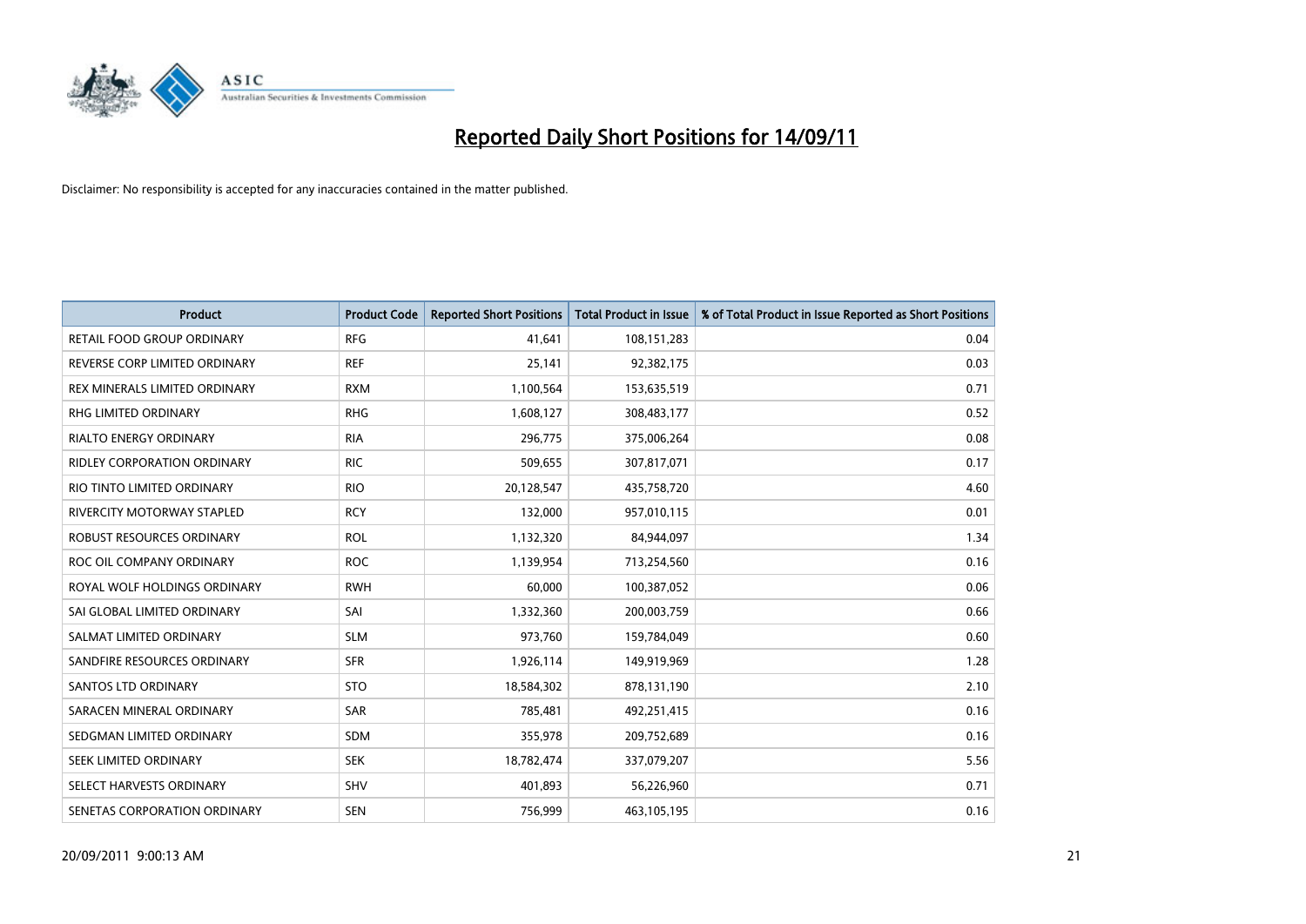# Reported Daily Short Positions for 14/09/11

Disclaimer: No responsibility is accepted for any inaccuracies contained in the matter published.

| Product | Product Code | Reported Short Positions | Total Product in Issue | % of Total Product in Issue Reported as Short Positions |
|---|---|---|---|---|
| RETAIL FOOD GROUP ORDINARY | RFG | 41,641 | 108,151,283 | 0.04 |
| REVERSE CORP LIMITED ORDINARY | REF | 25,141 | 92,382,175 | 0.03 |
| REX MINERALS LIMITED ORDINARY | RXM | 1,100,564 | 153,635,519 | 0.71 |
| RHG LIMITED ORDINARY | RHG | 1,608,127 | 308,483,177 | 0.52 |
| RIALTO ENERGY ORDINARY | RIA | 296,775 | 375,006,264 | 0.08 |
| RIDLEY CORPORATION ORDINARY | RIC | 509,655 | 307,817,071 | 0.17 |
| RIO TINTO LIMITED ORDINARY | RIO | 20,128,547 | 435,758,720 | 4.60 |
| RIVERCITY MOTORWAY STAPLED | RCY | 132,000 | 957,010,115 | 0.01 |
| ROBUST RESOURCES ORDINARY | ROL | 1,132,320 | 84,944,097 | 1.34 |
| ROC OIL COMPANY ORDINARY | ROC | 1,139,954 | 713,254,560 | 0.16 |
| ROYAL WOLF HOLDINGS ORDINARY | RWH | 60,000 | 100,387,052 | 0.06 |
| SAI GLOBAL LIMITED ORDINARY | SAI | 1,332,360 | 200,003,759 | 0.66 |
| SALMAT LIMITED ORDINARY | SLM | 973,760 | 159,784,049 | 0.60 |
| SANDFIRE RESOURCES ORDINARY | SFR | 1,926,114 | 149,919,969 | 1.28 |
| SANTOS LTD ORDINARY | STO | 18,584,302 | 878,131,190 | 2.10 |
| SARACEN MINERAL ORDINARY | SAR | 785,481 | 492,251,415 | 0.16 |
| SEDGMAN LIMITED ORDINARY | SDM | 355,978 | 209,752,689 | 0.16 |
| SEEK LIMITED ORDINARY | SEK | 18,782,474 | 337,079,207 | 5.56 |
| SELECT HARVESTS ORDINARY | SHV | 401,893 | 56,226,960 | 0.71 |
| SENETAS CORPORATION ORDINARY | SEN | 756,999 | 463,105,195 | 0.16 |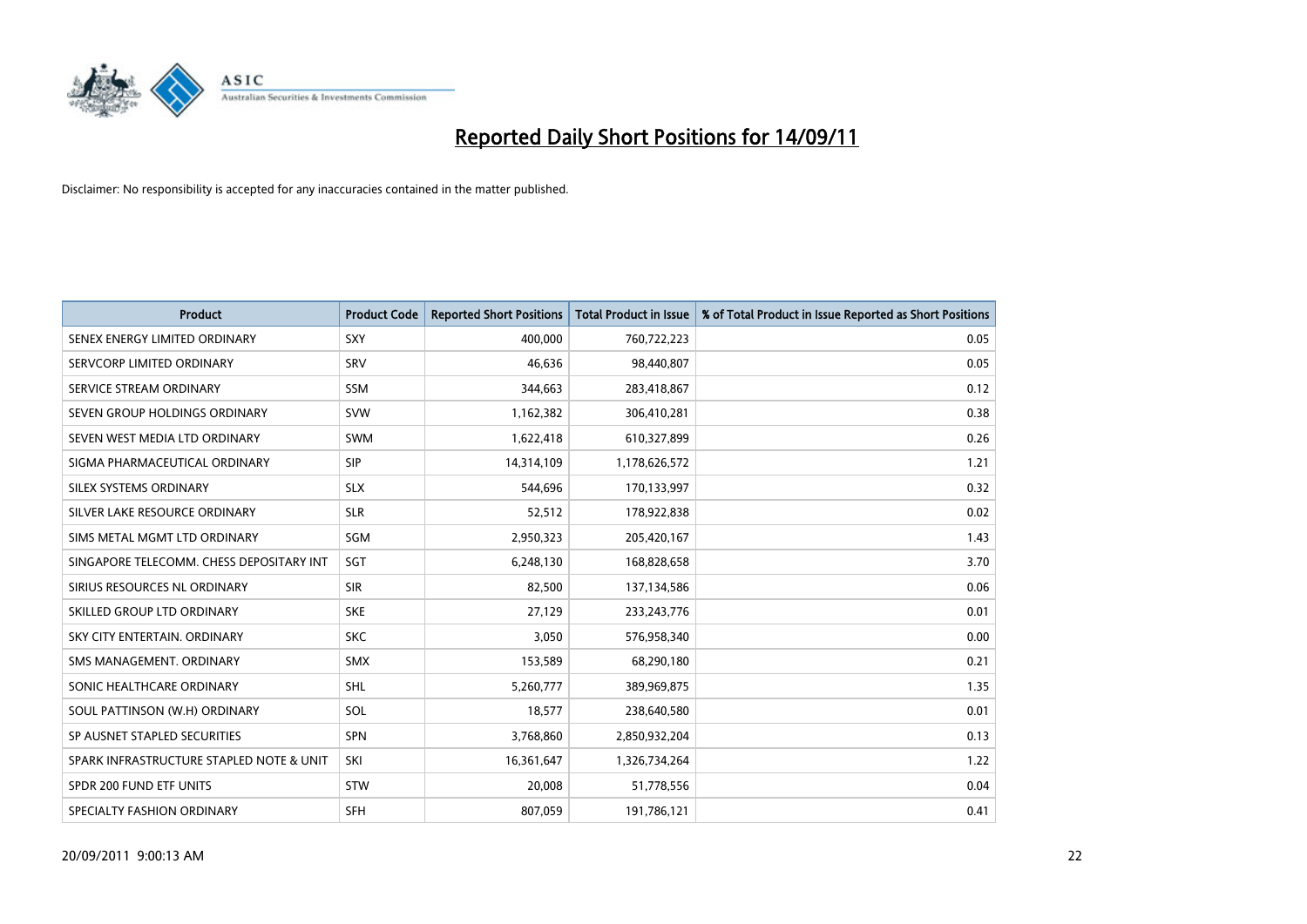# Reported Daily Short Positions for 14/09/11

Disclaimer: No responsibility is accepted for any inaccuracies contained in the matter published.

| Product | Product Code | Reported Short Positions | Total Product in Issue | % of Total Product in Issue Reported as Short Positions |
|---|---|---|---|---|
| SENEX ENERGY LIMITED ORDINARY | SXY | 400,000 | 760,722,223 | 0.05 |
| SERVCORP LIMITED ORDINARY | SRV | 46,636 | 98,440,807 | 0.05 |
| SERVICE STREAM ORDINARY | SSM | 344,663 | 283,418,867 | 0.12 |
| SEVEN GROUP HOLDINGS ORDINARY | SVW | 1,162,382 | 306,410,281 | 0.38 |
| SEVEN WEST MEDIA LTD ORDINARY | SWM | 1,622,418 | 610,327,899 | 0.26 |
| SIGMA PHARMACEUTICAL ORDINARY | SIP | 14,314,109 | 1,178,626,572 | 1.21 |
| SILEX SYSTEMS ORDINARY | SLX | 544,696 | 170,133,997 | 0.32 |
| SILVER LAKE RESOURCE ORDINARY | SLR | 52,512 | 178,922,838 | 0.02 |
| SIMS METAL MGMT LTD ORDINARY | SGM | 2,950,323 | 205,420,167 | 1.43 |
| SINGAPORE TELECOMM. CHESS DEPOSITARY INT | SGT | 6,248,130 | 168,828,658 | 3.70 |
| SIRIUS RESOURCES NL ORDINARY | SIR | 82,500 | 137,134,586 | 0.06 |
| SKILLED GROUP LTD ORDINARY | SKE | 27,129 | 233,243,776 | 0.01 |
| SKY CITY ENTERTAIN. ORDINARY | SKC | 3,050 | 576,958,340 | 0.00 |
| SMS MANAGEMENT. ORDINARY | SMX | 153,589 | 68,290,180 | 0.21 |
| SONIC HEALTHCARE ORDINARY | SHL | 5,260,777 | 389,969,875 | 1.35 |
| SOUL PATTINSON (W.H) ORDINARY | SOL | 18,577 | 238,640,580 | 0.01 |
| SP AUSNET STAPLED SECURITIES | SPN | 3,768,860 | 2,850,932,204 | 0.13 |
| SPARK INFRASTRUCTURE STAPLED NOTE & UNIT | SKI | 16,361,647 | 1,326,734,264 | 1.22 |
| SPDR 200 FUND ETF UNITS | STW | 20,008 | 51,778,556 | 0.04 |
| SPECIALTY FASHION ORDINARY | SFH | 807,059 | 191,786,121 | 0.41 |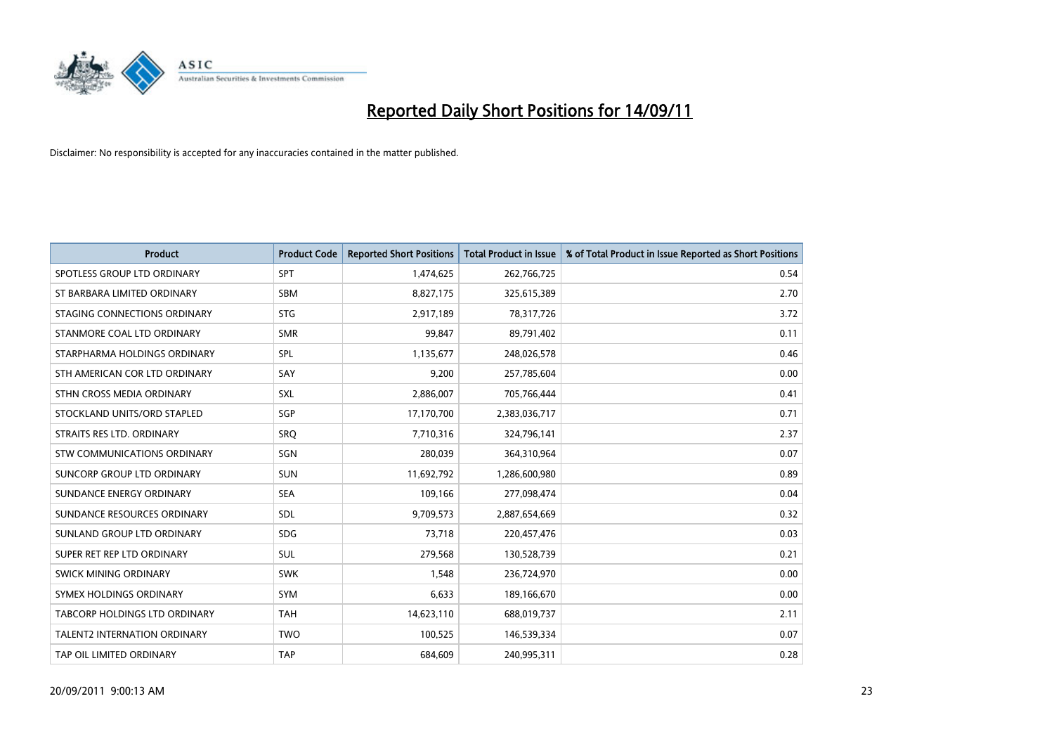# Reported Daily Short Positions for 14/09/11

Disclaimer: No responsibility is accepted for any inaccuracies contained in the matter published.

| Product | Product Code | Reported Short Positions | Total Product in Issue | % of Total Product in Issue Reported as Short Positions |
|---|---|---|---|---|
| SPOTLESS GROUP LTD ORDINARY | SPT | 1,474,625 | 262,766,725 | 0.54 |
| ST BARBARA LIMITED ORDINARY | SBM | 8,827,175 | 325,615,389 | 2.70 |
| STAGING CONNECTIONS ORDINARY | STG | 2,917,189 | 78,317,726 | 3.72 |
| STANMORE COAL LTD ORDINARY | SMR | 99,847 | 89,791,402 | 0.11 |
| STARPHARMA HOLDINGS ORDINARY | SPL | 1,135,677 | 248,026,578 | 0.46 |
| STH AMERICAN COR LTD ORDINARY | SAY | 9,200 | 257,785,604 | 0.00 |
| STHN CROSS MEDIA ORDINARY | SXL | 2,886,007 | 705,766,444 | 0.41 |
| STOCKLAND UNITS/ORD STAPLED | SGP | 17,170,700 | 2,383,036,717 | 0.71 |
| STRAITS RES LTD. ORDINARY | SRQ | 7,710,316 | 324,796,141 | 2.37 |
| STW COMMUNICATIONS ORDINARY | SGN | 280,039 | 364,310,964 | 0.07 |
| SUNCORP GROUP LTD ORDINARY | SUN | 11,692,792 | 1,286,600,980 | 0.89 |
| SUNDANCE ENERGY ORDINARY | SEA | 109,166 | 277,098,474 | 0.04 |
| SUNDANCE RESOURCES ORDINARY | SDL | 9,709,573 | 2,887,654,669 | 0.32 |
| SUNLAND GROUP LTD ORDINARY | SDG | 73,718 | 220,457,476 | 0.03 |
| SUPER RET REP LTD ORDINARY | SUL | 279,568 | 130,528,739 | 0.21 |
| SWICK MINING ORDINARY | SWK | 1,548 | 236,724,970 | 0.00 |
| SYMEX HOLDINGS ORDINARY | SYM | 6,633 | 189,166,670 | 0.00 |
| TABCORP HOLDINGS LTD ORDINARY | TAH | 14,623,110 | 688,019,737 | 2.11 |
| TALENT2 INTERNATION ORDINARY | TWO | 100,525 | 146,539,334 | 0.07 |
| TAP OIL LIMITED ORDINARY | TAP | 684,609 | 240,995,311 | 0.28 |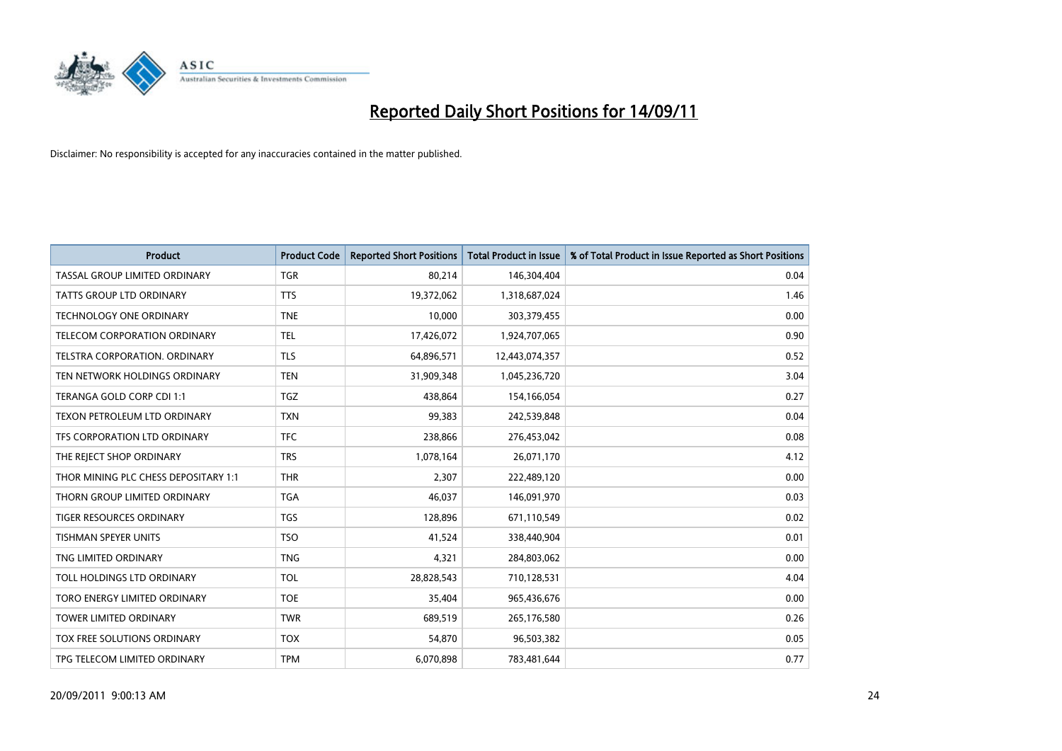# Reported Daily Short Positions for 14/09/11

Disclaimer: No responsibility is accepted for any inaccuracies contained in the matter published.

| Product | Product Code | Reported Short Positions | Total Product in Issue | % of Total Product in Issue Reported as Short Positions |
|---|---|---|---|---|
| TASSAL GROUP LIMITED ORDINARY | TGR | 80,214 | 146,304,404 | 0.04 |
| TATTS GROUP LTD ORDINARY | TTS | 19,372,062 | 1,318,687,024 | 1.46 |
| TECHNOLOGY ONE ORDINARY | TNE | 10,000 | 303,379,455 | 0.00 |
| TELECOM CORPORATION ORDINARY | TEL | 17,426,072 | 1,924,707,065 | 0.90 |
| TELSTRA CORPORATION. ORDINARY | TLS | 64,896,571 | 12,443,074,357 | 0.52 |
| TEN NETWORK HOLDINGS ORDINARY | TEN | 31,909,348 | 1,045,236,720 | 3.04 |
| TERANGA GOLD CORP CDI 1:1 | TGZ | 438,864 | 154,166,054 | 0.27 |
| TEXON PETROLEUM LTD ORDINARY | TXN | 99,383 | 242,539,848 | 0.04 |
| TFS CORPORATION LTD ORDINARY | TFC | 238,866 | 276,453,042 | 0.08 |
| THE REJECT SHOP ORDINARY | TRS | 1,078,164 | 26,071,170 | 4.12 |
| THOR MINING PLC CHESS DEPOSITARY 1:1 | THR | 2,307 | 222,489,120 | 0.00 |
| THORN GROUP LIMITED ORDINARY | TGA | 46,037 | 146,091,970 | 0.03 |
| TIGER RESOURCES ORDINARY | TGS | 128,896 | 671,110,549 | 0.02 |
| TISHMAN SPEYER UNITS | TSO | 41,524 | 338,440,904 | 0.01 |
| TNG LIMITED ORDINARY | TNG | 4,321 | 284,803,062 | 0.00 |
| TOLL HOLDINGS LTD ORDINARY | TOL | 28,828,543 | 710,128,531 | 4.04 |
| TORO ENERGY LIMITED ORDINARY | TOE | 35,404 | 965,436,676 | 0.00 |
| TOWER LIMITED ORDINARY | TWR | 689,519 | 265,176,580 | 0.26 |
| TOX FREE SOLUTIONS ORDINARY | TOX | 54,870 | 96,503,382 | 0.05 |
| TPG TELECOM LIMITED ORDINARY | TPM | 6,070,898 | 783,481,644 | 0.77 |

20/09/2011 9:00:13 AM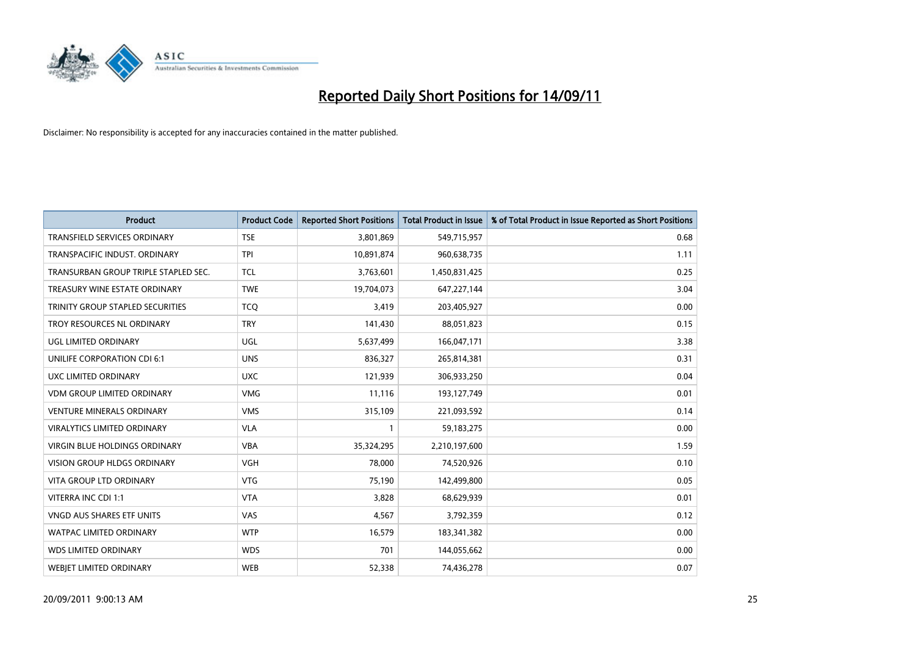# Reported Daily Short Positions for 14/09/11

Disclaimer: No responsibility is accepted for any inaccuracies contained in the matter published.

| Product | Product Code | Reported Short Positions | Total Product in Issue | % of Total Product in Issue Reported as Short Positions |
|---|---|---|---|---|
| TRANSFIELD SERVICES ORDINARY | TSE | 3,801,869 | 549,715,957 | 0.68 |
| TRANSPACIFIC INDUST. ORDINARY | TPI | 10,891,874 | 960,638,735 | 1.11 |
| TRANSURBAN GROUP TRIPLE STAPLED SEC. | TCL | 3,763,601 | 1,450,831,425 | 0.25 |
| TREASURY WINE ESTATE ORDINARY | TWE | 19,704,073 | 647,227,144 | 3.04 |
| TRINITY GROUP STAPLED SECURITIES | TCQ | 3,419 | 203,405,927 | 0.00 |
| TROY RESOURCES NL ORDINARY | TRY | 141,430 | 88,051,823 | 0.15 |
| UGL LIMITED ORDINARY | UGL | 5,637,499 | 166,047,171 | 3.38 |
| UNILIFE CORPORATION CDI 6:1 | UNS | 836,327 | 265,814,381 | 0.31 |
| UXC LIMITED ORDINARY | UXC | 121,939 | 306,933,250 | 0.04 |
| VDM GROUP LIMITED ORDINARY | VMG | 11,116 | 193,127,749 | 0.01 |
| VENTURE MINERALS ORDINARY | VMS | 315,109 | 221,093,592 | 0.14 |
| VIRALYTICS LIMITED ORDINARY | VLA | 1 | 59,183,275 | 0.00 |
| VIRGIN BLUE HOLDINGS ORDINARY | VBA | 35,324,295 | 2,210,197,600 | 1.59 |
| VISION GROUP HLDGS ORDINARY | VGH | 78,000 | 74,520,926 | 0.10 |
| VITA GROUP LTD ORDINARY | VTG | 75,190 | 142,499,800 | 0.05 |
| VITERRA INC CDI 1:1 | VTA | 3,828 | 68,629,939 | 0.01 |
| VNGD AUS SHARES ETF UNITS | VAS | 4,567 | 3,792,359 | 0.12 |
| WATPAC LIMITED ORDINARY | WTP | 16,579 | 183,341,382 | 0.00 |
| WDS LIMITED ORDINARY | WDS | 701 | 144,055,662 | 0.00 |
| WEBJET LIMITED ORDINARY | WEB | 52,338 | 74,436,278 | 0.07 |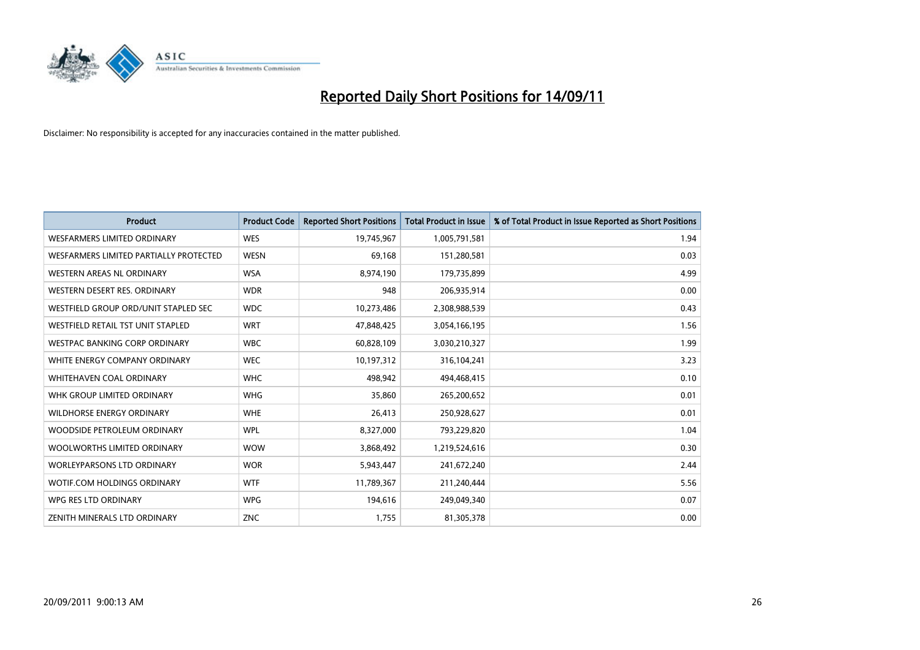# Reported Daily Short Positions for 14/09/11

Disclaimer: No responsibility is accepted for any inaccuracies contained in the matter published.

| Product | Product Code | Reported Short Positions | Total Product in Issue | % of Total Product in Issue Reported as Short Positions |
|---|---|---|---|---|
| WESFARMERS LIMITED ORDINARY | WES | 19,745,967 | 1,005,791,581 | 1.94 |
| WESFARMERS LIMITED PARTIALLY PROTECTED | WESN | 69,168 | 151,280,581 | 0.03 |
| WESTERN AREAS NL ORDINARY | WSA | 8,974,190 | 179,735,899 | 4.99 |
| WESTERN DESERT RES. ORDINARY | WDR | 948 | 206,935,914 | 0.00 |
| WESTFIELD GROUP ORD/UNIT STAPLED SEC | WDC | 10,273,486 | 2,308,988,539 | 0.43 |
| WESTFIELD RETAIL TST UNIT STAPLED | WRT | 47,848,425 | 3,054,166,195 | 1.56 |
| WESTPAC BANKING CORP ORDINARY | WBC | 60,828,109 | 3,030,210,327 | 1.99 |
| WHITE ENERGY COMPANY ORDINARY | WEC | 10,197,312 | 316,104,241 | 3.23 |
| WHITEHAVEN COAL ORDINARY | WHC | 498,942 | 494,468,415 | 0.10 |
| WHK GROUP LIMITED ORDINARY | WHG | 35,860 | 265,200,652 | 0.01 |
| WILDHORSE ENERGY ORDINARY | WHE | 26,413 | 250,928,627 | 0.01 |
| WOODSIDE PETROLEUM ORDINARY | WPL | 8,327,000 | 793,229,820 | 1.04 |
| WOOLWORTHS LIMITED ORDINARY | WOW | 3,868,492 | 1,219,524,616 | 0.30 |
| WORLEYPARSONS LTD ORDINARY | WOR | 5,943,447 | 241,672,240 | 2.44 |
| WOTIF.COM HOLDINGS ORDINARY | WTF | 11,789,367 | 211,240,444 | 5.56 |
| WPG RES LTD ORDINARY | WPG | 194,616 | 249,049,340 | 0.07 |
| ZENITH MINERALS LTD ORDINARY | ZNC | 1,755 | 81,305,378 | 0.00 |

20/09/2011 9:00:13 AM